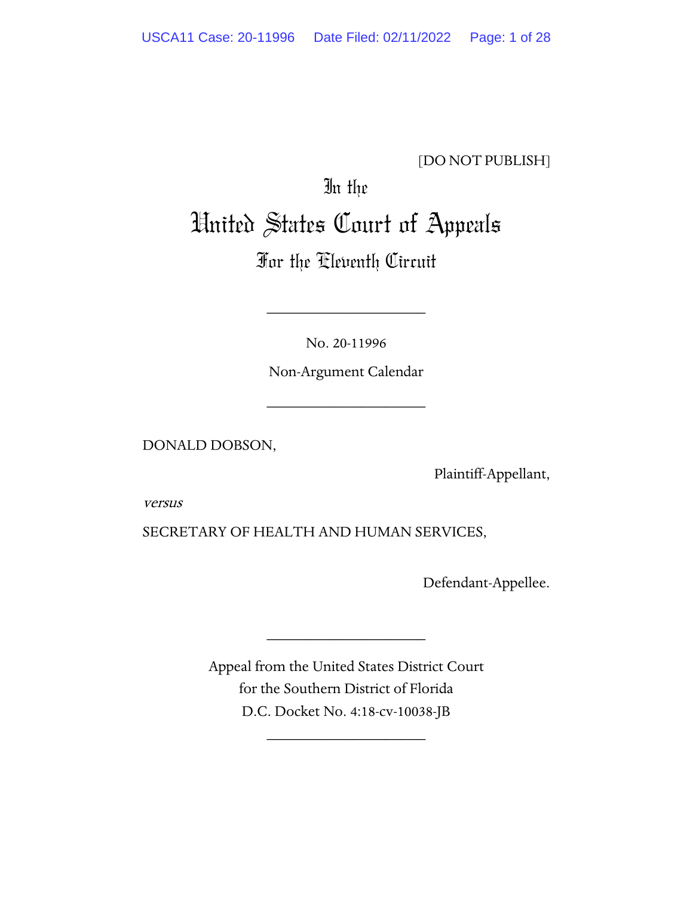[DO NOT PUBLISH]

In the

# United States Court of Appeals

## For the Eleventh Circuit

---

No. 20-11996

Non-Argument Calendar

---

DONALD DOBSON,

Plaintiff-Appellant,

*versus*

SECRETARY OF HEALTH AND HUMAN SERVICES,

Defendant-Appellee.

---

Appeal from the United States District Court for the Southern District of Florida

D.C. Docket No. 4:18-cv-10038-JB

---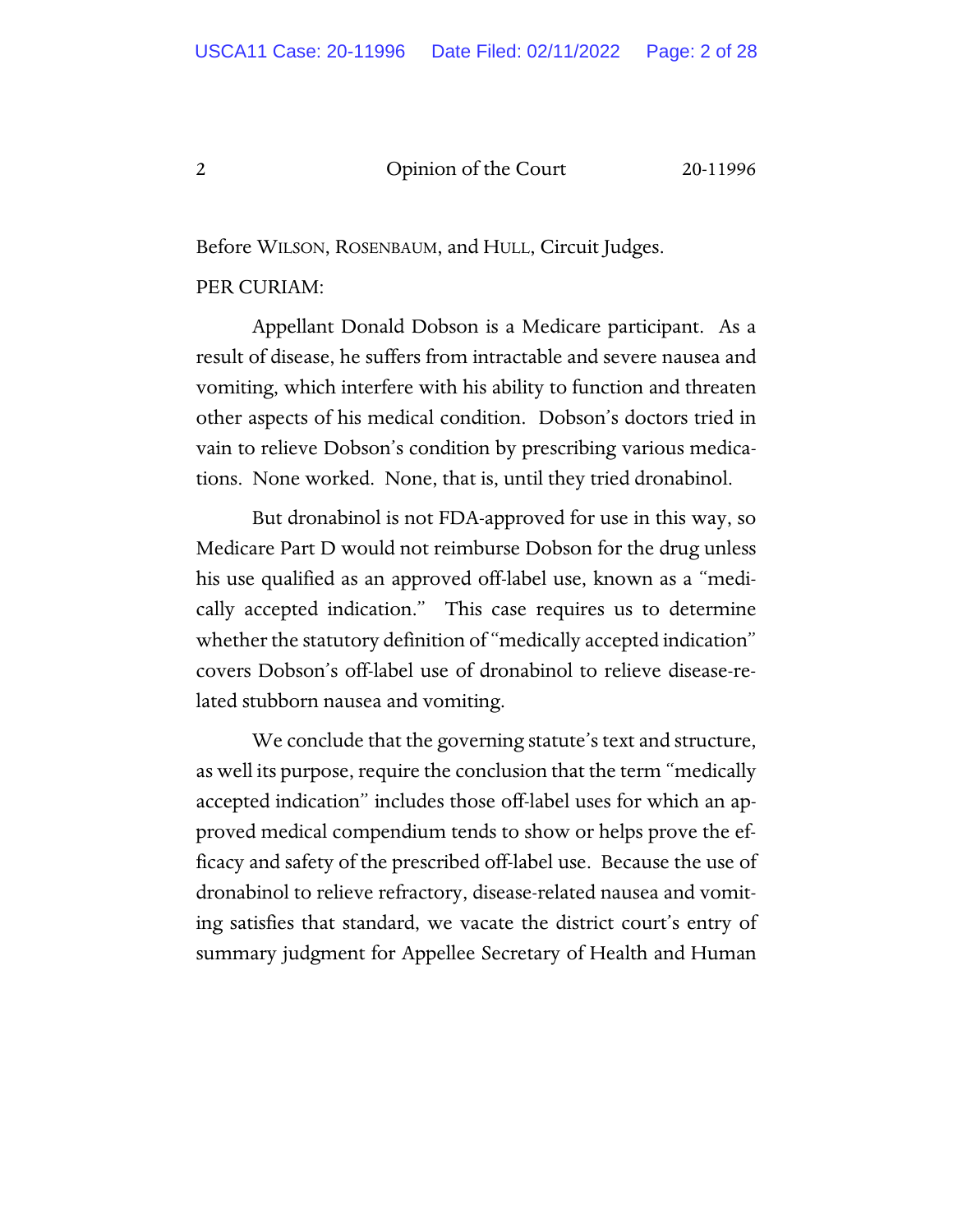Before WILSON, ROSENBAUM, and HULL, Circuit Judges.

PER CURIAM:

Appellant Donald Dobson is a Medicare participant. As a result of disease, he suffers from intractable and severe nausea and vomiting, which interfere with his ability to function and threaten other aspects of his medical condition. Dobson's doctors tried in vain to relieve Dobson's condition by prescribing various medications. None worked. None, that is, until they tried dronabinol.

But dronabinol is not FDA-approved for use in this way, so Medicare Part D would not reimburse Dobson for the drug unless his use qualified as an approved off-label use, known as a "medically accepted indication." This case requires us to determine whether the statutory definition of "medically accepted indication" covers Dobson's off-label use of dronabinol to relieve disease-related stubborn nausea and vomiting.

We conclude that the governing statute's text and structure, as well its purpose, require the conclusion that the term "medically accepted indication" includes those off-label uses for which an approved medical compendium tends to show or helps prove the efficacy and safety of the prescribed off-label use. Because the use of dronabinol to relieve refractory, disease-related nausea and vomiting satisfies that standard, we vacate the district court's entry of summary judgment for Appellee Secretary of Health and Human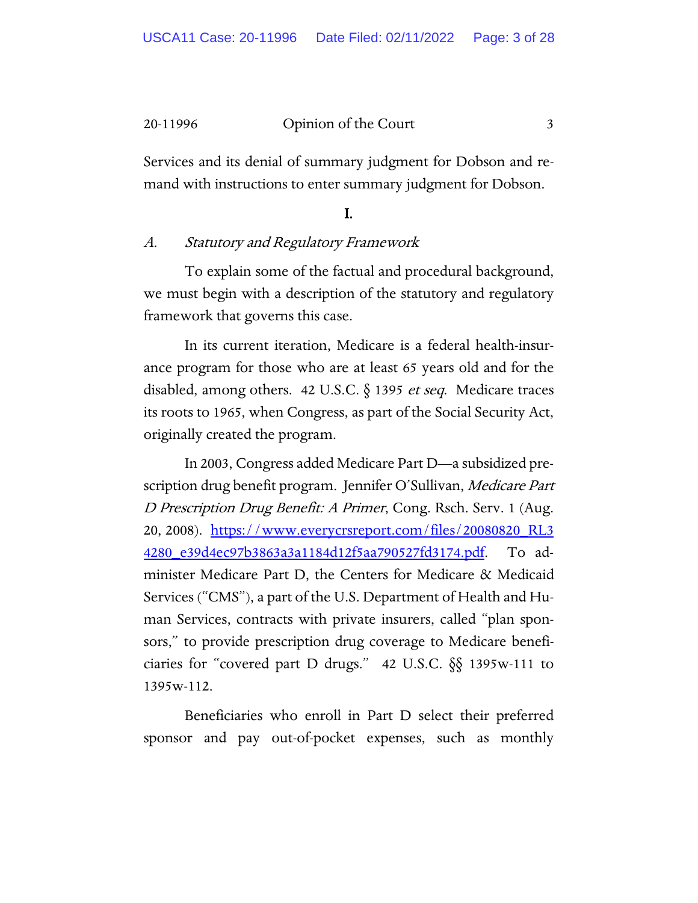Services and its denial of summary judgment for Dobson and remand with instructions to enter summary judgment for Dobson.

## I.

### *A. Statutory and Regulatory Framework*

To explain some of the factual and procedural background, we must begin with a description of the statutory and regulatory framework that governs this case.

In its current iteration, Medicare is a federal health-insurance program for those who are at least 65 years old and for the disabled, among others. 42 U.S.C. § 1395 *et seq*. Medicare traces its roots to 1965, when Congress, as part of the Social Security Act, originally created the program.

In 2003, Congress added Medicare Part D—a subsidized prescription drug benefit program. Jennifer O'Sullivan, *Medicare Part D Prescription Drug Benefit: A Primer*, Cong. Rsch. Serv. 1 (Aug. 20, 2008). https://www.everycrsreport.com/files/20080820_RL34280_e39d4ec97b3863a3a1184d12f5aa790527fd3174.pdf. To administer Medicare Part D, the Centers for Medicare & Medicaid Services ("CMS"), a part of the U.S. Department of Health and Human Services, contracts with private insurers, called "plan sponsors," to provide prescription drug coverage to Medicare beneficiaries for "covered part D drugs." 42 U.S.C. §§ 1395w-111 to 1395w-112.

Beneficiaries who enroll in Part D select their preferred sponsor and pay out-of-pocket expenses, such as monthly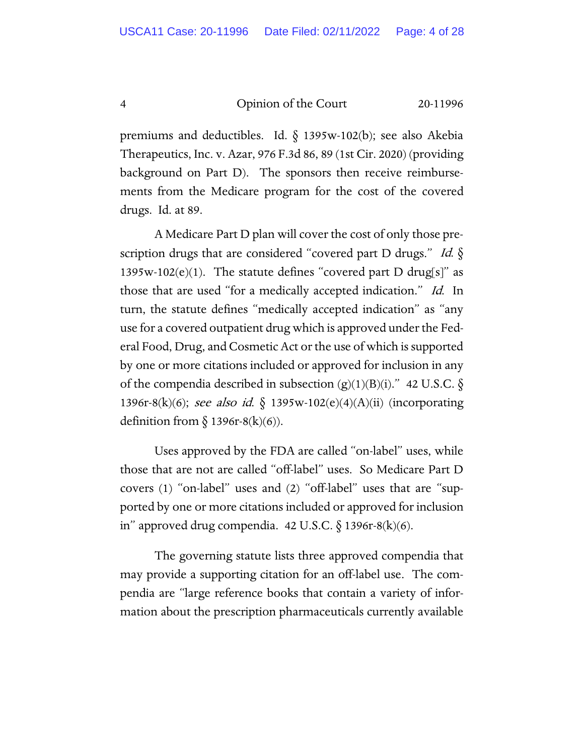premiums and deductibles. Id. § 1395w-102(b); see also Akebia Therapeutics, Inc. v. Azar, 976 F.3d 86, 89 (1st Cir. 2020) (providing background on Part D). The sponsors then receive reimbursements from the Medicare program for the cost of the covered drugs. Id. at 89.

A Medicare Part D plan will cover the cost of only those prescription drugs that are considered "covered part D drugs." *Id.* § 1395w-102(e)(1). The statute defines "covered part D drug[s]" as those that are used "for a medically accepted indication." *Id.* In turn, the statute defines "medically accepted indication" as "any use for a covered outpatient drug which is approved under the Federal Food, Drug, and Cosmetic Act or the use of which is supported by one or more citations included or approved for inclusion in any of the compendia described in subsection (g)(1)(B)(i)." 42 U.S.C. § 1396r-8(k)(6); *see also id.* § 1395w-102(e)(4)(A)(ii) (incorporating definition from § 1396r-8(k)(6)).

Uses approved by the FDA are called "on-label" uses, while those that are not are called "off-label" uses. So Medicare Part D covers (1) "on-label" uses and (2) "off-label" uses that are "supported by one or more citations included or approved for inclusion in" approved drug compendia. 42 U.S.C. § 1396r-8(k)(6).

The governing statute lists three approved compendia that may provide a supporting citation for an off-label use. The compendia are "large reference books that contain a variety of information about the prescription pharmaceuticals currently available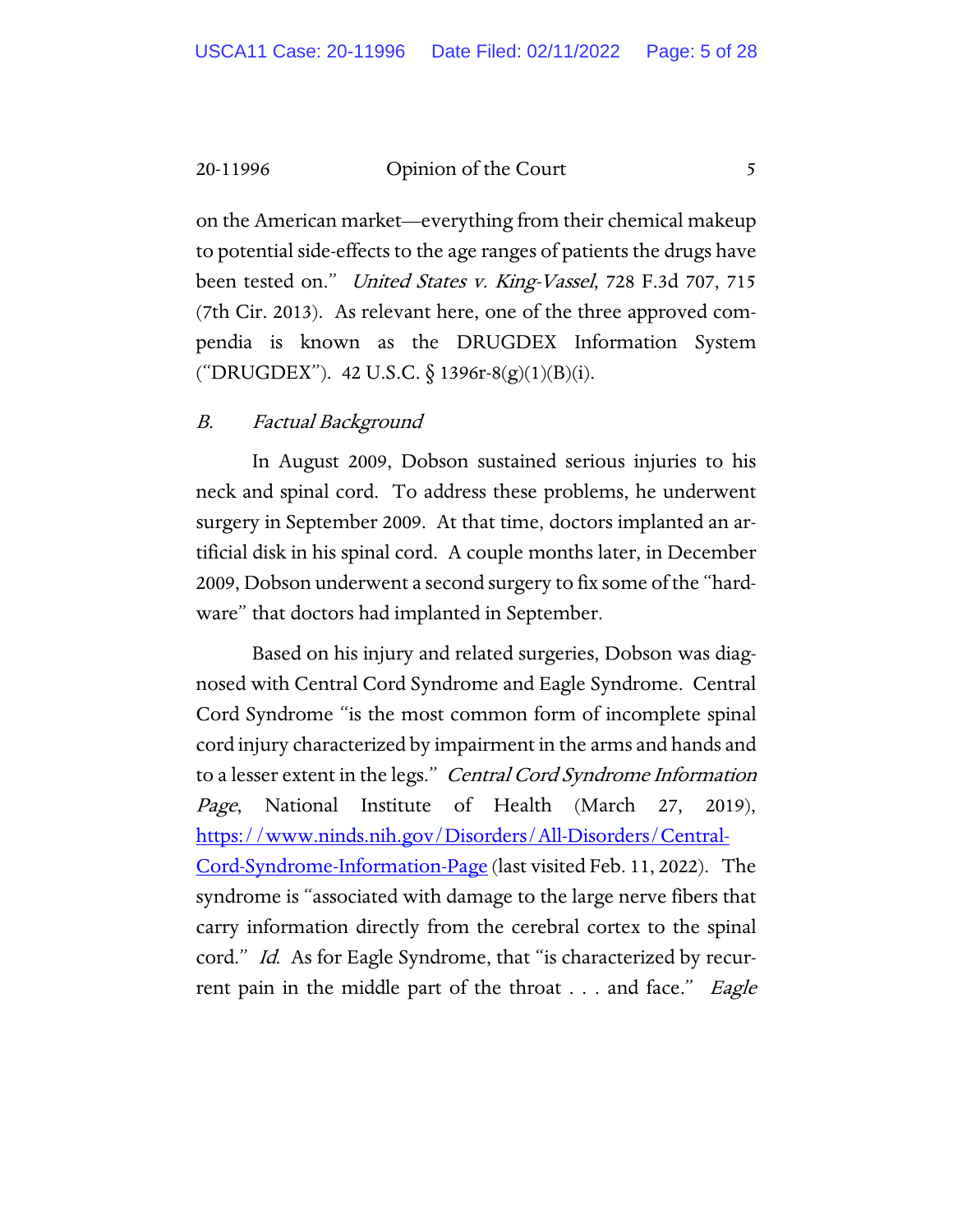on the American market—everything from their chemical makeup to potential side-effects to the age ranges of patients the drugs have been tested on." *United States v. King-Vassel*, 728 F.3d 707, 715 (7th Cir. 2013). As relevant here, one of the three approved compendia is known as the DRUGDEX Information System ("DRUGDEX"). 42 U.S.C. § 1396r-8(g)(1)(B)(i).

### B. *Factual Background*

In August 2009, Dobson sustained serious injuries to his neck and spinal cord. To address these problems, he underwent surgery in September 2009. At that time, doctors implanted an artificial disk in his spinal cord. A couple months later, in December 2009, Dobson underwent a second surgery to fix some of the "hardware" that doctors had implanted in September.

Based on his injury and related surgeries, Dobson was diagnosed with Central Cord Syndrome and Eagle Syndrome. Central Cord Syndrome "is the most common form of incomplete spinal cord injury characterized by impairment in the arms and hands and to a lesser extent in the legs." *Central Cord Syndrome Information Page*, National Institute of Health (March 27, 2019), https://www.ninds.nih.gov/Disorders/All-Disorders/Central-Cord-Syndrome-Information-Page (last visited Feb. 11, 2022). The syndrome is "associated with damage to the large nerve fibers that carry information directly from the cerebral cortex to the spinal cord." *Id.* As for Eagle Syndrome, that "is characterized by recurrent pain in the middle part of the throat . . . and face." *Eagle*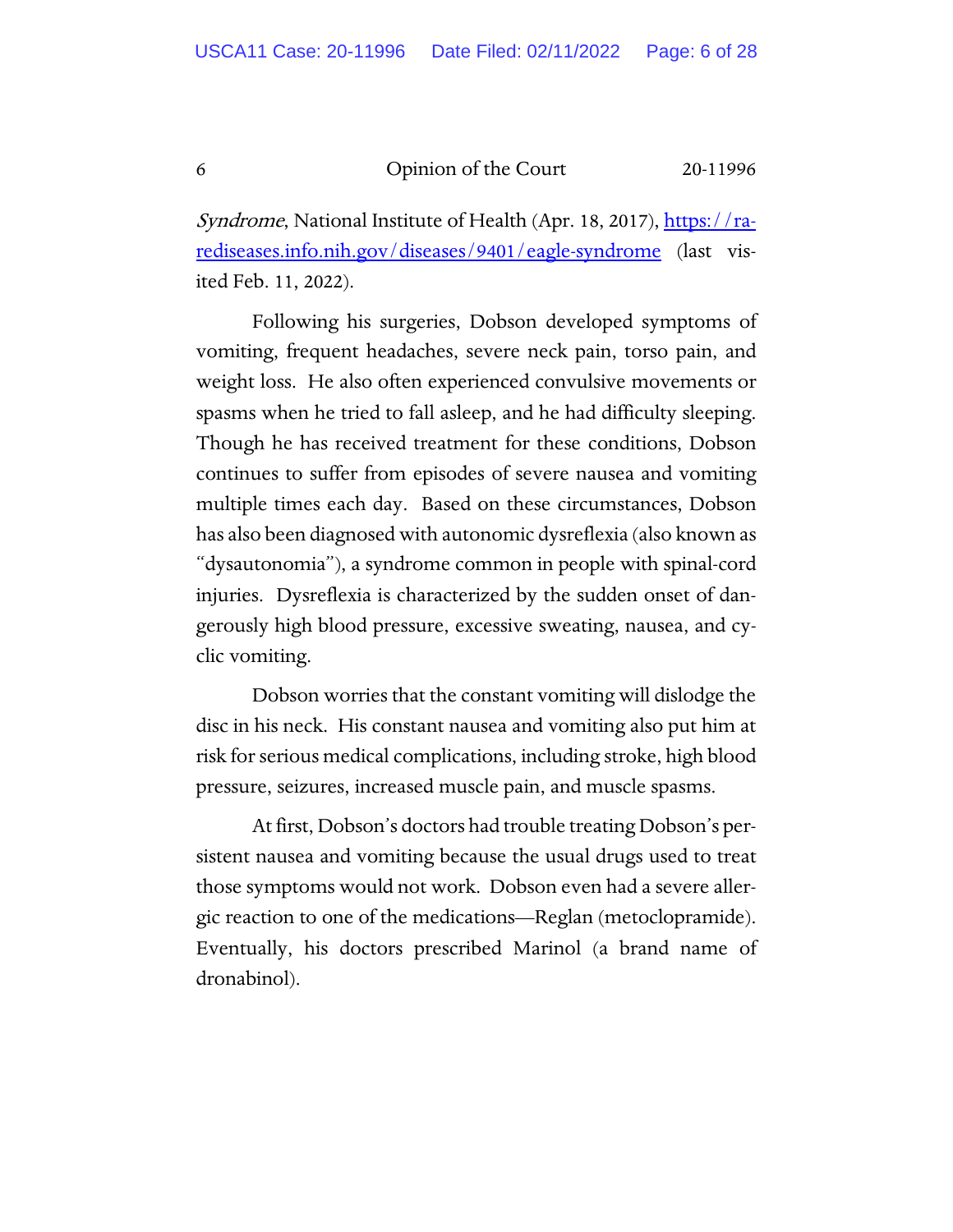*Syndrome*, National Institute of Health (Apr. 18, 2017), https://rarediseases.info.nih.gov/diseases/9401/eagle-syndrome (last visited Feb. 11, 2022).

Following his surgeries, Dobson developed symptoms of vomiting, frequent headaches, severe neck pain, torso pain, and weight loss. He also often experienced convulsive movements or spasms when he tried to fall asleep, and he had difficulty sleeping. Though he has received treatment for these conditions, Dobson continues to suffer from episodes of severe nausea and vomiting multiple times each day. Based on these circumstances, Dobson has also been diagnosed with autonomic dysreflexia (also known as "dysautonomia"), a syndrome common in people with spinal-cord injuries. Dysreflexia is characterized by the sudden onset of dangerously high blood pressure, excessive sweating, nausea, and cyclic vomiting.

Dobson worries that the constant vomiting will dislodge the disc in his neck. His constant nausea and vomiting also put him at risk for serious medical complications, including stroke, high blood pressure, seizures, increased muscle pain, and muscle spasms.

At first, Dobson's doctors had trouble treating Dobson's persistent nausea and vomiting because the usual drugs used to treat those symptoms would not work. Dobson even had a severe allergic reaction to one of the medications—Reglan (metoclopramide). Eventually, his doctors prescribed Marinol (a brand name of dronabinol).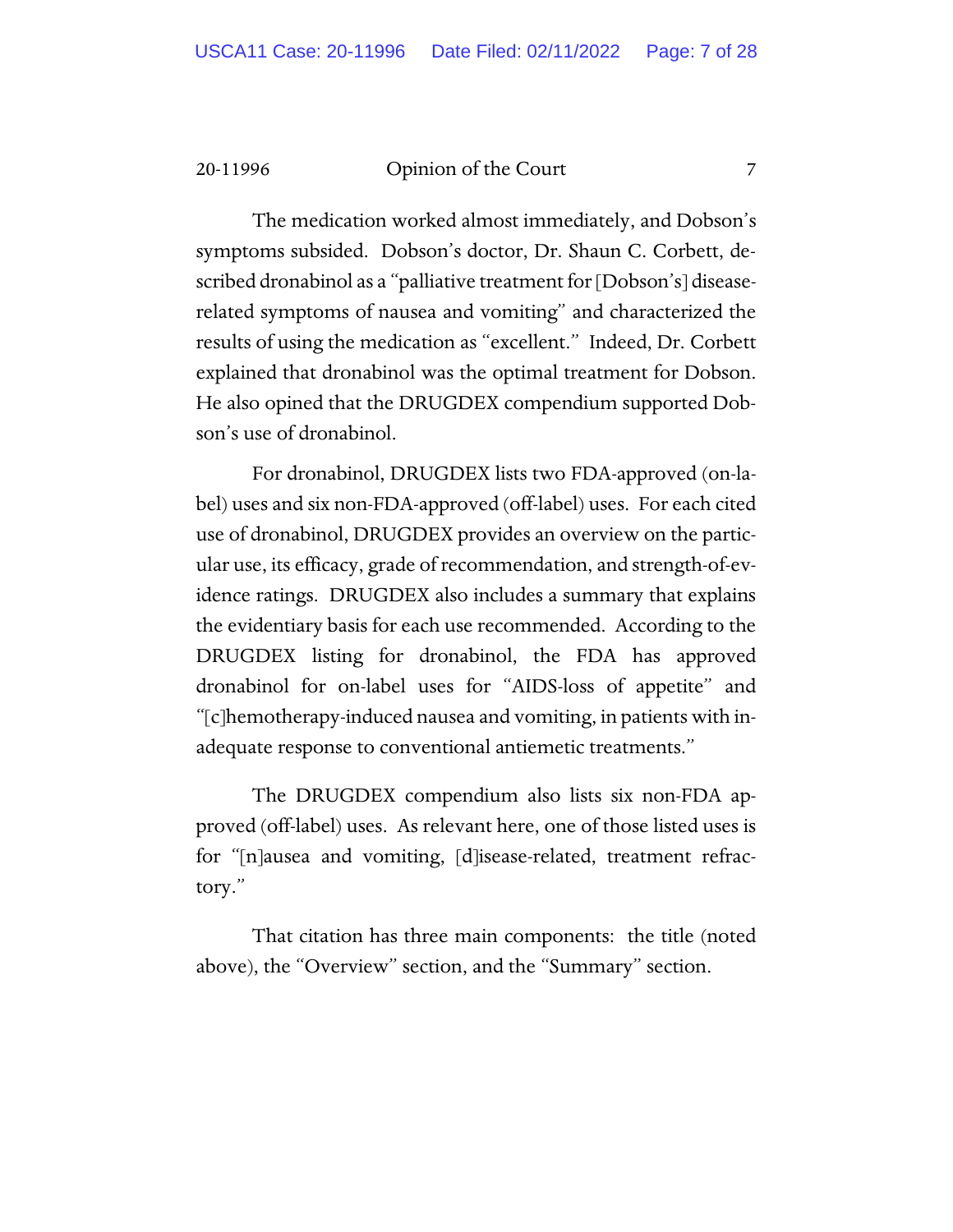The medication worked almost immediately, and Dobson's symptoms subsided. Dobson's doctor, Dr. Shaun C. Corbett, described dronabinol as a "palliative treatment for [Dobson's] disease-related symptoms of nausea and vomiting" and characterized the results of using the medication as "excellent." Indeed, Dr. Corbett explained that dronabinol was the optimal treatment for Dobson. He also opined that the DRUGDEX compendium supported Dobson's use of dronabinol.

For dronabinol, DRUGDEX lists two FDA-approved (on-label) uses and six non-FDA-approved (off-label) uses. For each cited use of dronabinol, DRUGDEX provides an overview on the particular use, its efficacy, grade of recommendation, and strength-of-evidence ratings. DRUGDEX also includes a summary that explains the evidentiary basis for each use recommended. According to the DRUGDEX listing for dronabinol, the FDA has approved dronabinol for on-label uses for "AIDS-loss of appetite" and "[c]hemotherapy-induced nausea and vomiting, in patients with inadequate response to conventional antiemetic treatments."

The DRUGDEX compendium also lists six non-FDA approved (off-label) uses. As relevant here, one of those listed uses is for "[n]ausea and vomiting, [d]isease-related, treatment refractory."

That citation has three main components: the title (noted above), the "Overview" section, and the "Summary" section.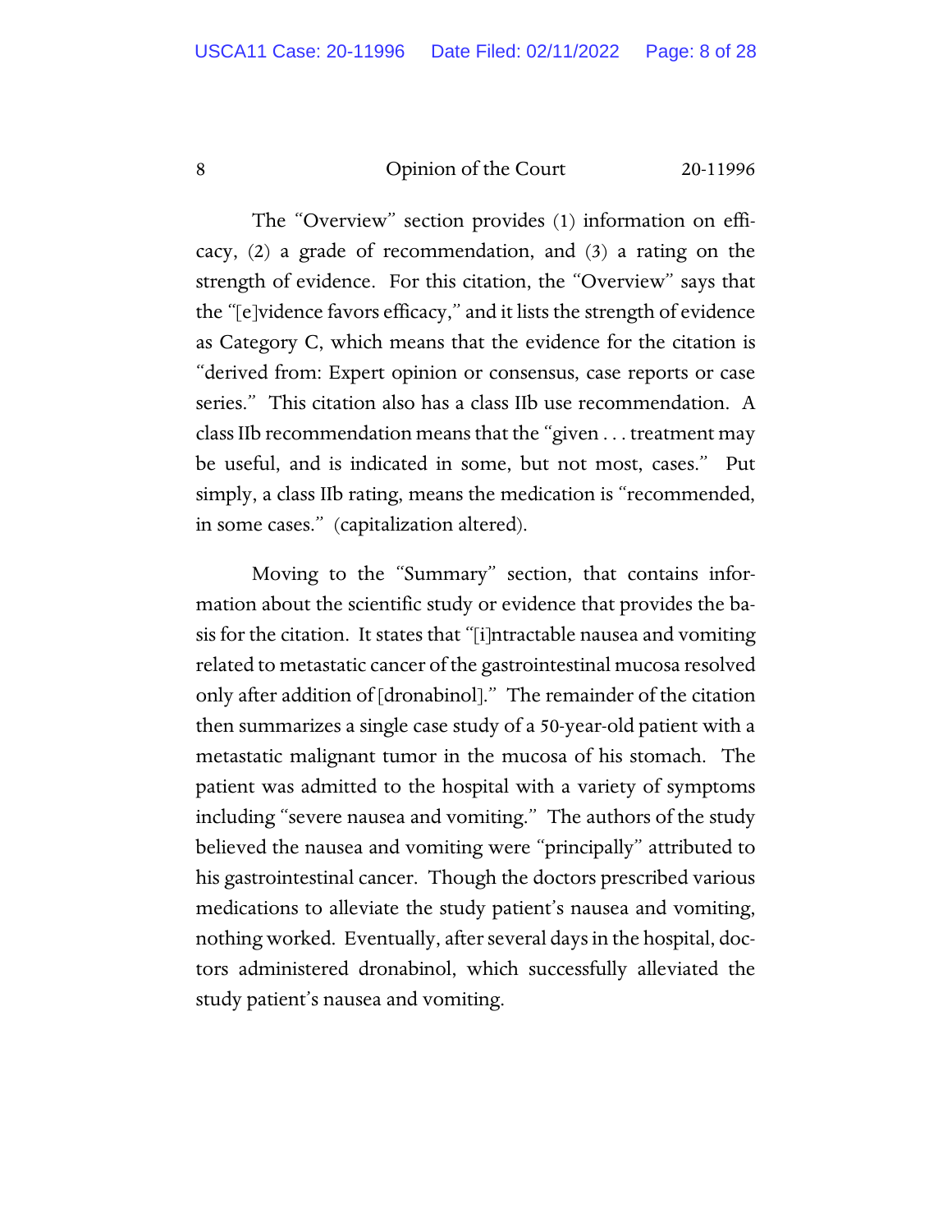The "Overview" section provides (1) information on efficacy, (2) a grade of recommendation, and (3) a rating on the strength of evidence. For this citation, the "Overview" says that the "[e]vidence favors efficacy," and it lists the strength of evidence as Category C, which means that the evidence for the citation is "derived from: Expert opinion or consensus, case reports or case series." This citation also has a class IIb use recommendation. A class IIb recommendation means that the "given . . . treatment may be useful, and is indicated in some, but not most, cases." Put simply, a class IIb rating, means the medication is "recommended, in some cases." (capitalization altered).

Moving to the "Summary" section, that contains information about the scientific study or evidence that provides the basis for the citation. It states that "[i]ntractable nausea and vomiting related to metastatic cancer of the gastrointestinal mucosa resolved only after addition of [dronabinol]." The remainder of the citation then summarizes a single case study of a 50-year-old patient with a metastatic malignant tumor in the mucosa of his stomach. The patient was admitted to the hospital with a variety of symptoms including "severe nausea and vomiting." The authors of the study believed the nausea and vomiting were "principally" attributed to his gastrointestinal cancer. Though the doctors prescribed various medications to alleviate the study patient's nausea and vomiting, nothing worked. Eventually, after several days in the hospital, doctors administered dronabinol, which successfully alleviated the study patient's nausea and vomiting.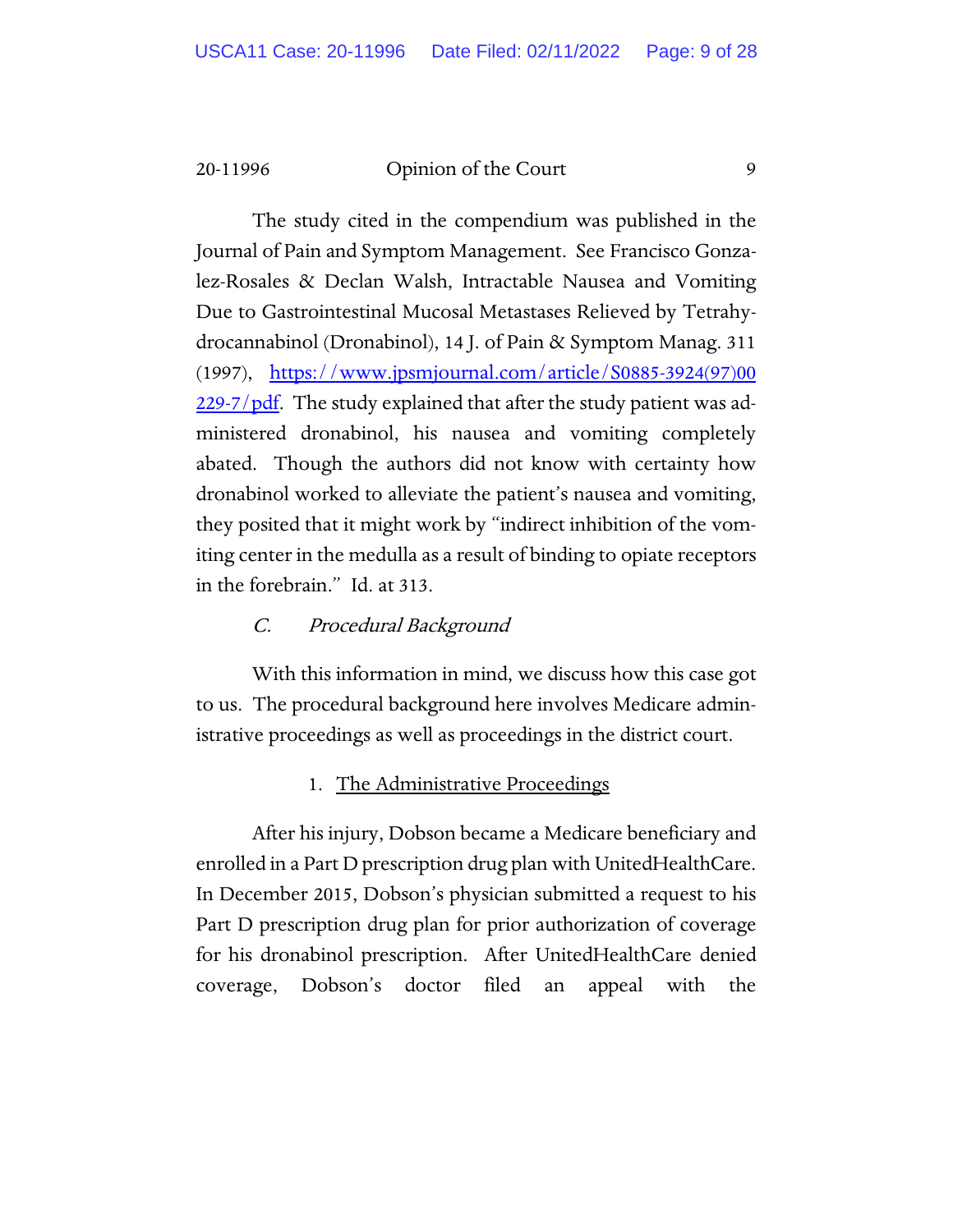The study cited in the compendium was published in the Journal of Pain and Symptom Management. See Francisco Gonzalez-Rosales & Declan Walsh, Intractable Nausea and Vomiting Due to Gastrointestinal Mucosal Metastases Relieved by Tetrahydrocannabinol (Dronabinol), 14 J. of Pain & Symptom Manag. 311 (1997), [https://www.jpsmjournal.com/article/S0885-3924(97)00229-7/pdf](https://www.jpsmjournal.com/article/S0885-3924(97)00229-7/pdf). The study explained that after the study patient was administered dronabinol, his nausea and vomiting completely abated. Though the authors did not know with certainty how dronabinol worked to alleviate the patient's nausea and vomiting, they posited that it might work by "indirect inhibition of the vomiting center in the medulla as a result of binding to opiate receptors in the forebrain." Id. at 313.

### *C. Procedural Background*

With this information in mind, we discuss how this case got to us. The procedural background here involves Medicare administrative proceedings as well as proceedings in the district court.

#### 1. The Administrative Proceedings

After his injury, Dobson became a Medicare beneficiary and enrolled in a Part D prescription drug plan with UnitedHealthCare. In December 2015, Dobson's physician submitted a request to his Part D prescription drug plan for prior authorization of coverage for his dronabinol prescription. After UnitedHealthCare denied coverage, Dobson's doctor filed an appeal with the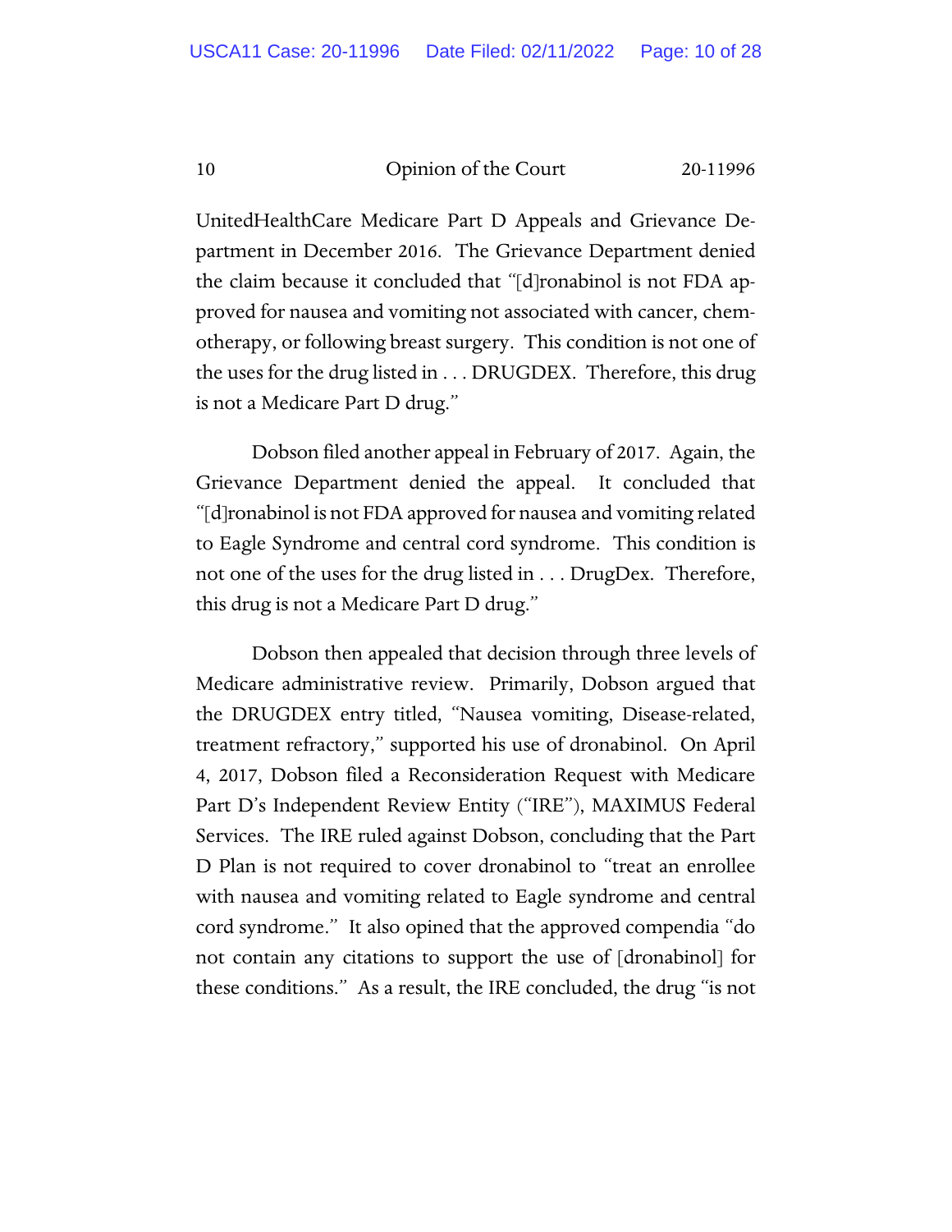UnitedHealthCare Medicare Part D Appeals and Grievance Department in December 2016. The Grievance Department denied the claim because it concluded that "[d]ronabinol is not FDA approved for nausea and vomiting not associated with cancer, chemotherapy, or following breast surgery. This condition is not one of the uses for the drug listed in . . . DRUGDEX. Therefore, this drug is not a Medicare Part D drug."

Dobson filed another appeal in February of 2017. Again, the Grievance Department denied the appeal. It concluded that "[d]ronabinol is not FDA approved for nausea and vomiting related to Eagle Syndrome and central cord syndrome. This condition is not one of the uses for the drug listed in . . . DrugDex. Therefore, this drug is not a Medicare Part D drug."

Dobson then appealed that decision through three levels of Medicare administrative review. Primarily, Dobson argued that the DRUGDEX entry titled, "Nausea vomiting, Disease-related, treatment refractory," supported his use of dronabinol. On April 4, 2017, Dobson filed a Reconsideration Request with Medicare Part D's Independent Review Entity ("IRE"), MAXIMUS Federal Services. The IRE ruled against Dobson, concluding that the Part D Plan is not required to cover dronabinol to "treat an enrollee with nausea and vomiting related to Eagle syndrome and central cord syndrome." It also opined that the approved compendia "do not contain any citations to support the use of [dronabinol] for these conditions." As a result, the IRE concluded, the drug "is not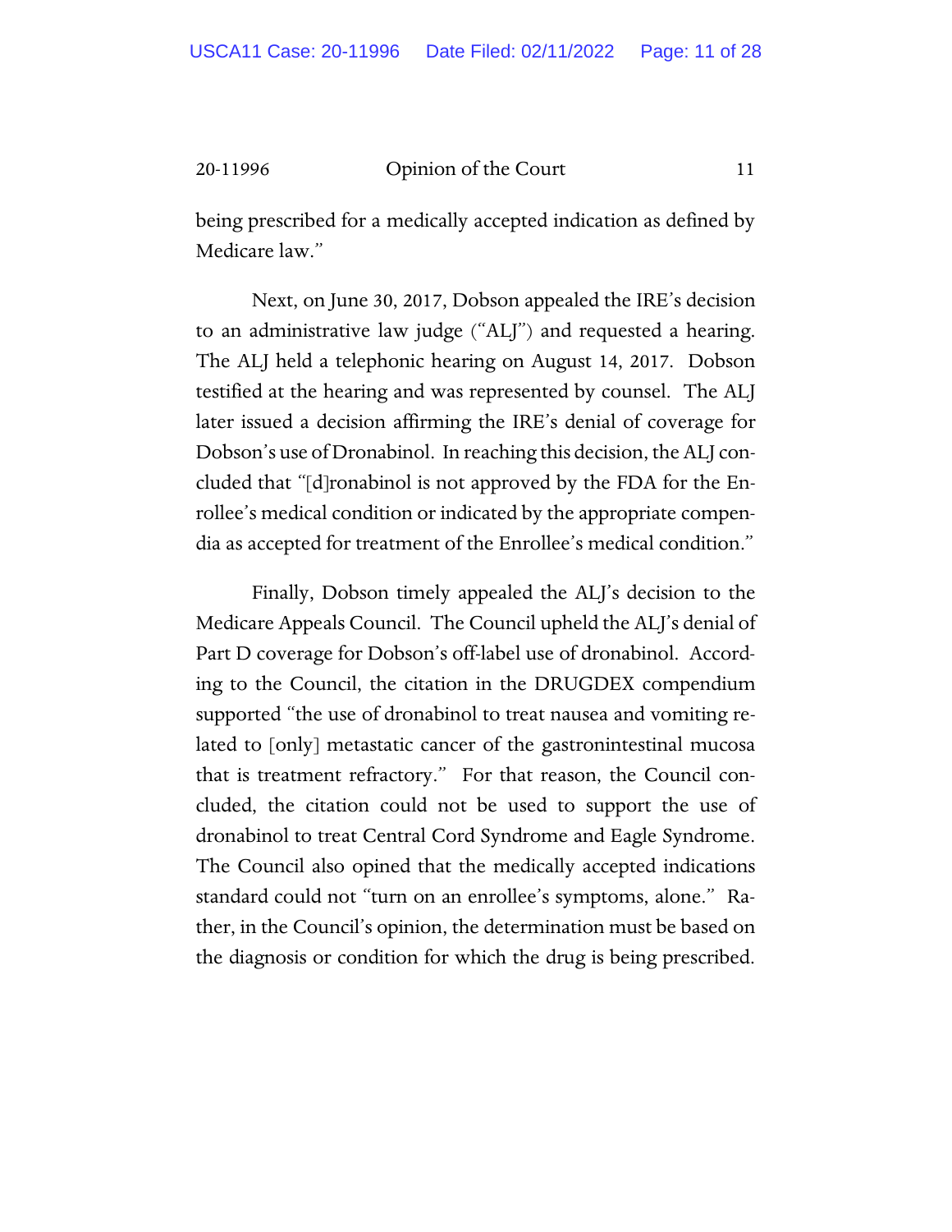being prescribed for a medically accepted indication as defined by Medicare law."

Next, on June 30, 2017, Dobson appealed the IRE's decision to an administrative law judge ("ALJ") and requested a hearing. The ALJ held a telephonic hearing on August 14, 2017. Dobson testified at the hearing and was represented by counsel. The ALJ later issued a decision affirming the IRE's denial of coverage for Dobson's use of Dronabinol. In reaching this decision, the ALJ concluded that "[d]ronabinol is not approved by the FDA for the Enrollee's medical condition or indicated by the appropriate compendia as accepted for treatment of the Enrollee's medical condition."

Finally, Dobson timely appealed the ALJ's decision to the Medicare Appeals Council. The Council upheld the ALJ's denial of Part D coverage for Dobson's off-label use of dronabinol. According to the Council, the citation in the DRUGDEX compendium supported "the use of dronabinol to treat nausea and vomiting related to [only] metastatic cancer of the gastronintestinal mucosa that is treatment refractory." For that reason, the Council concluded, the citation could not be used to support the use of dronabinol to treat Central Cord Syndrome and Eagle Syndrome. The Council also opined that the medically accepted indications standard could not "turn on an enrollee's symptoms, alone." Rather, in the Council's opinion, the determination must be based on the diagnosis or condition for which the drug is being prescribed.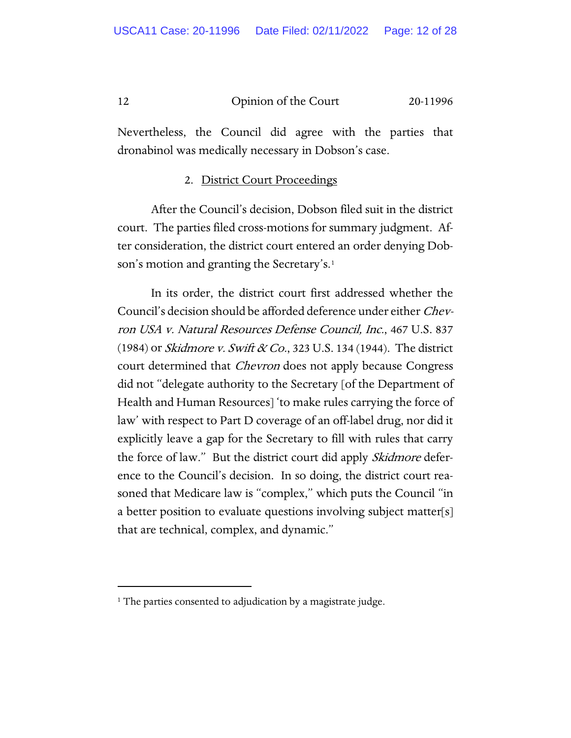Nevertheless, the Council did agree with the parties that dronabinol was medically necessary in Dobson's case.

2. District Court Proceedings

After the Council's decision, Dobson filed suit in the district court. The parties filed cross-motions for summary judgment. After consideration, the district court entered an order denying Dobson's motion and granting the Secretary's.[1]

In its order, the district court first addressed whether the Council's decision should be afforded deference under either *Chevron USA v. Natural Resources Defense Council, Inc.*, 467 U.S. 837 (1984) or *Skidmore v. Swift & Co.*, 323 U.S. 134 (1944). The district court determined that *Chevron* does not apply because Congress did not "delegate authority to the Secretary [of the Department of Health and Human Resources] 'to make rules carrying the force of law' with respect to Part D coverage of an off-label drug, nor did it explicitly leave a gap for the Secretary to fill with rules that carry the force of law." But the district court did apply *Skidmore* deference to the Council's decision. In so doing, the district court reasoned that Medicare law is "complex," which puts the Council "in a better position to evaluate questions involving subject matter[s] that are technical, complex, and dynamic."

---

[1] The parties consented to adjudication by a magistrate judge.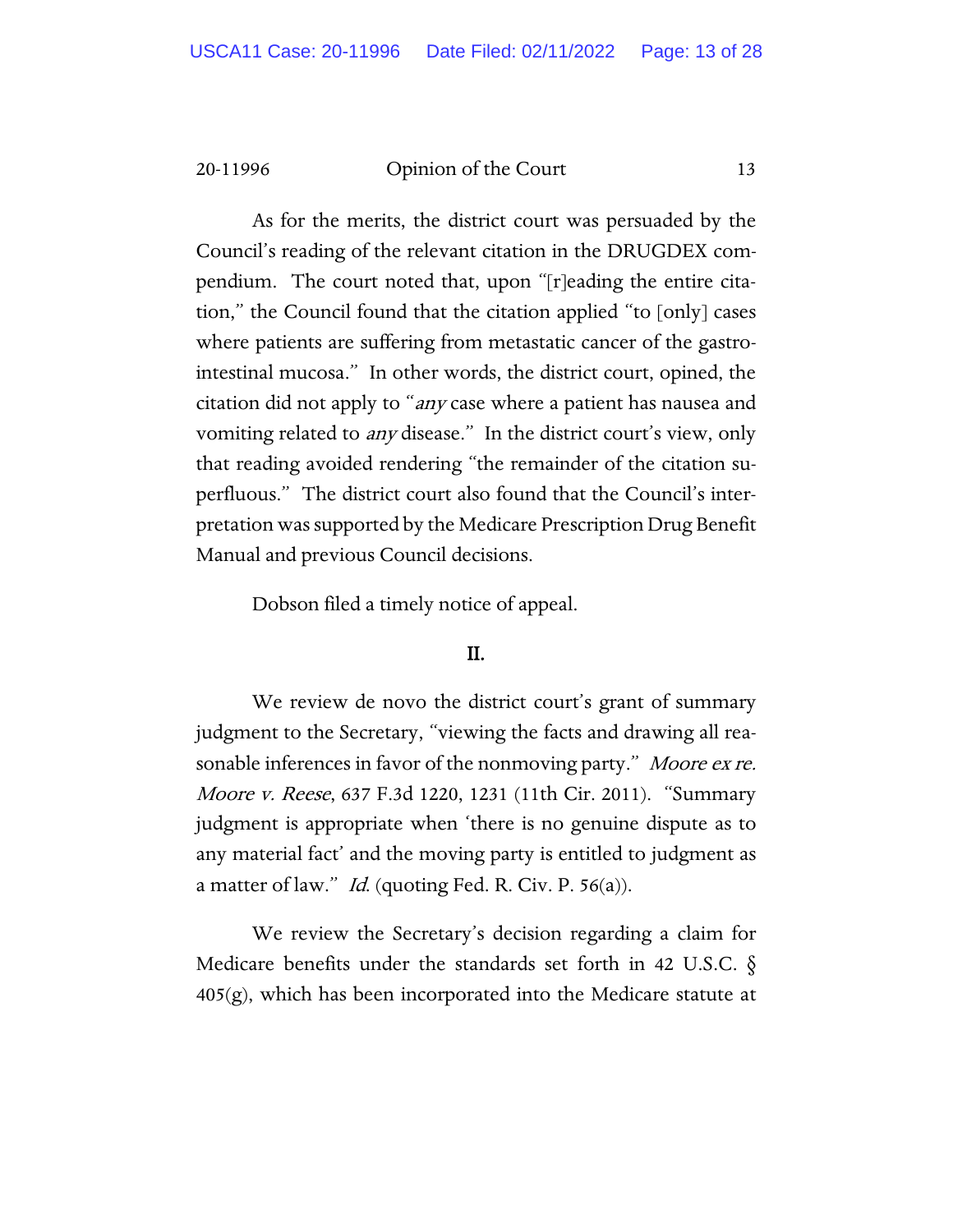As for the merits, the district court was persuaded by the Council's reading of the relevant citation in the DRUGDEX compendium. The court noted that, upon "[r]eading the entire citation," the Council found that the citation applied "to [only] cases where patients are suffering from metastatic cancer of the gastrointestinal mucosa." In other words, the district court, opined, the citation did not apply to "*any* case where a patient has nausea and vomiting related to *any* disease." In the district court's view, only that reading avoided rendering "the remainder of the citation superfluous." The district court also found that the Council's interpretation was supported by the Medicare Prescription Drug Benefit Manual and previous Council decisions.

Dobson filed a timely notice of appeal.

## II.

We review de novo the district court's grant of summary judgment to the Secretary, "viewing the facts and drawing all reasonable inferences in favor of the nonmoving party." *Moore ex re. Moore v. Reese*, 637 F.3d 1220, 1231 (11th Cir. 2011). "Summary judgment is appropriate when 'there is no genuine dispute as to any material fact' and the moving party is entitled to judgment as a matter of law." *Id.* (quoting Fed. R. Civ. P. 56(a)).

We review the Secretary's decision regarding a claim for Medicare benefits under the standards set forth in 42 U.S.C. § 405(g), which has been incorporated into the Medicare statute at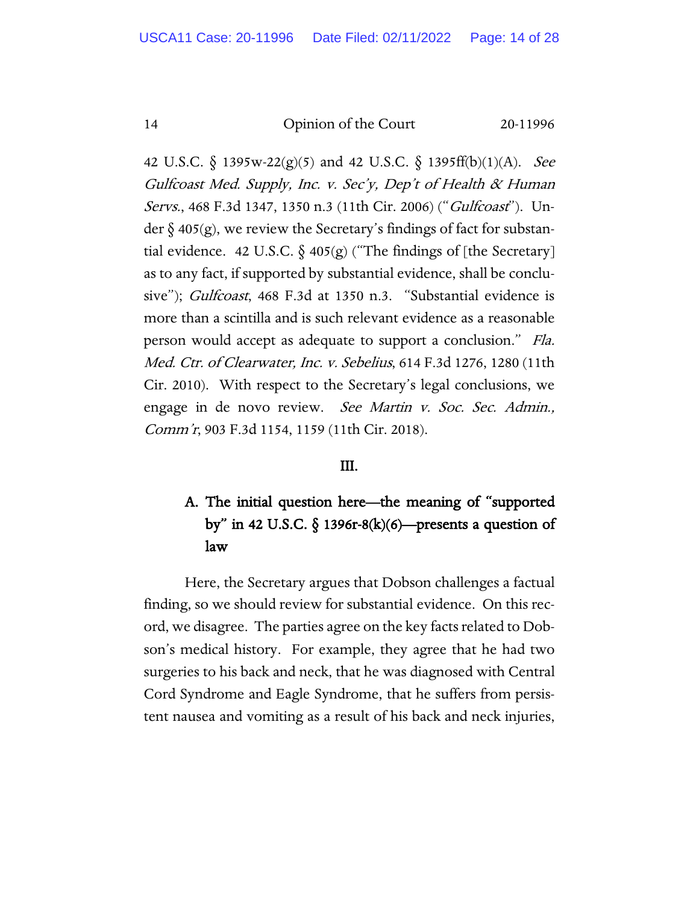42 U.S.C. § 1395w-22(g)(5) and 42 U.S.C. § 1395ff(b)(1)(A). *See Gulfcoast Med. Supply, Inc. v. Sec'y, Dep't of Health & Human Servs.*, 468 F.3d 1347, 1350 n.3 (11th Cir. 2006) ("*Gulfcoast*"). Under § 405(g), we review the Secretary's findings of fact for substantial evidence. 42 U.S.C. § 405(g) ("The findings of [the Secretary] as to any fact, if supported by substantial evidence, shall be conclusive"); *Gulfcoast*, 468 F.3d at 1350 n.3. "Substantial evidence is more than a scintilla and is such relevant evidence as a reasonable person would accept as adequate to support a conclusion." *Fla. Med. Ctr. of Clearwater, Inc. v. Sebelius*, 614 F.3d 1276, 1280 (11th Cir. 2010). With respect to the Secretary's legal conclusions, we engage in de novo review. *See Martin v. Soc. Sec. Admin., Comm'r*, 903 F.3d 1154, 1159 (11th Cir. 2018).

## III.

### A. The initial question here—the meaning of "supported by" in 42 U.S.C. § 1396r-8(k)(6)—presents a question of law

Here, the Secretary argues that Dobson challenges a factual finding, so we should review for substantial evidence. On this record, we disagree. The parties agree on the key facts related to Dobson's medical history. For example, they agree that he had two surgeries to his back and neck, that he was diagnosed with Central Cord Syndrome and Eagle Syndrome, that he suffers from persistent nausea and vomiting as a result of his back and neck injuries,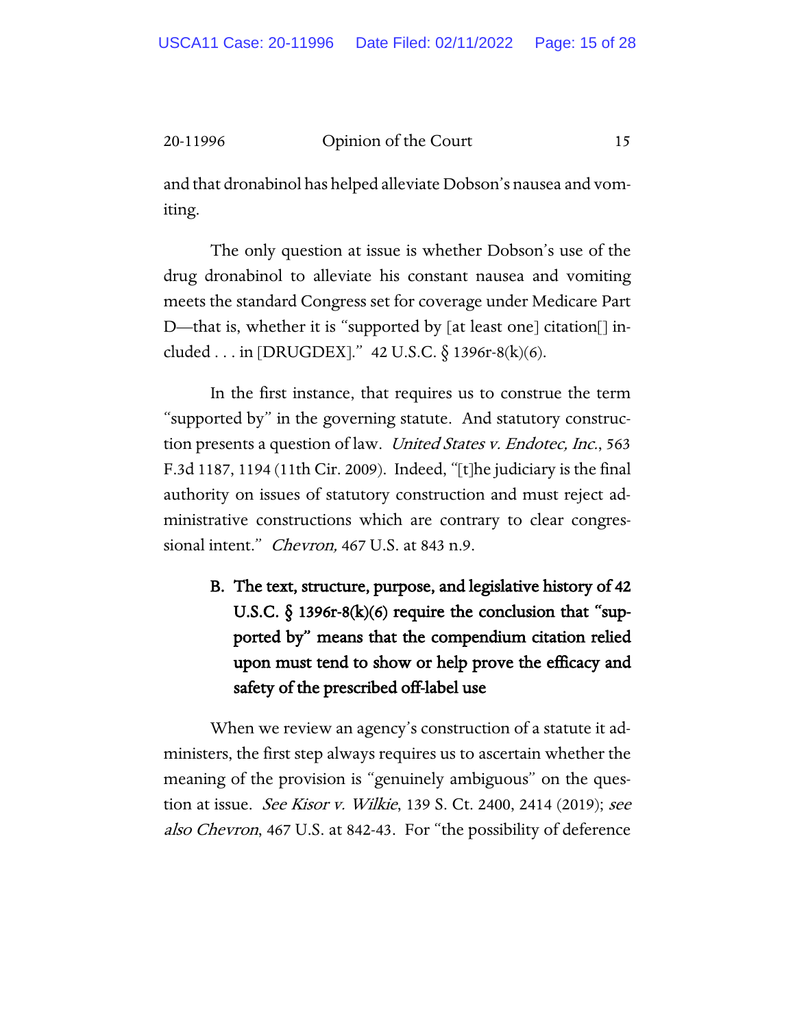and that dronabinol has helped alleviate Dobson's nausea and vomiting.

The only question at issue is whether Dobson's use of the drug dronabinol to alleviate his constant nausea and vomiting meets the standard Congress set for coverage under Medicare Part D—that is, whether it is "supported by [at least one] citation[] included . . . in [DRUGDEX]." 42 U.S.C. § 1396r-8(k)(6).

In the first instance, that requires us to construe the term "supported by" in the governing statute. And statutory construction presents a question of law. *United States v. Endotec, Inc.*, 563 F.3d 1187, 1194 (11th Cir. 2009). Indeed, "[t]he judiciary is the final authority on issues of statutory construction and must reject administrative constructions which are contrary to clear congressional intent." *Chevron,* 467 U.S. at 843 n.9.

### B. The text, structure, purpose, and legislative history of 42 U.S.C. § 1396r-8(k)(6) require the conclusion that "supported by" means that the compendium citation relied upon must tend to show or help prove the efficacy and safety of the prescribed off-label use

When we review an agency's construction of a statute it administers, the first step always requires us to ascertain whether the meaning of the provision is "genuinely ambiguous" on the question at issue. *See Kisor v. Wilkie*, 139 S. Ct. 2400, 2414 (2019); *see also Chevron*, 467 U.S. at 842-43. For "the possibility of deference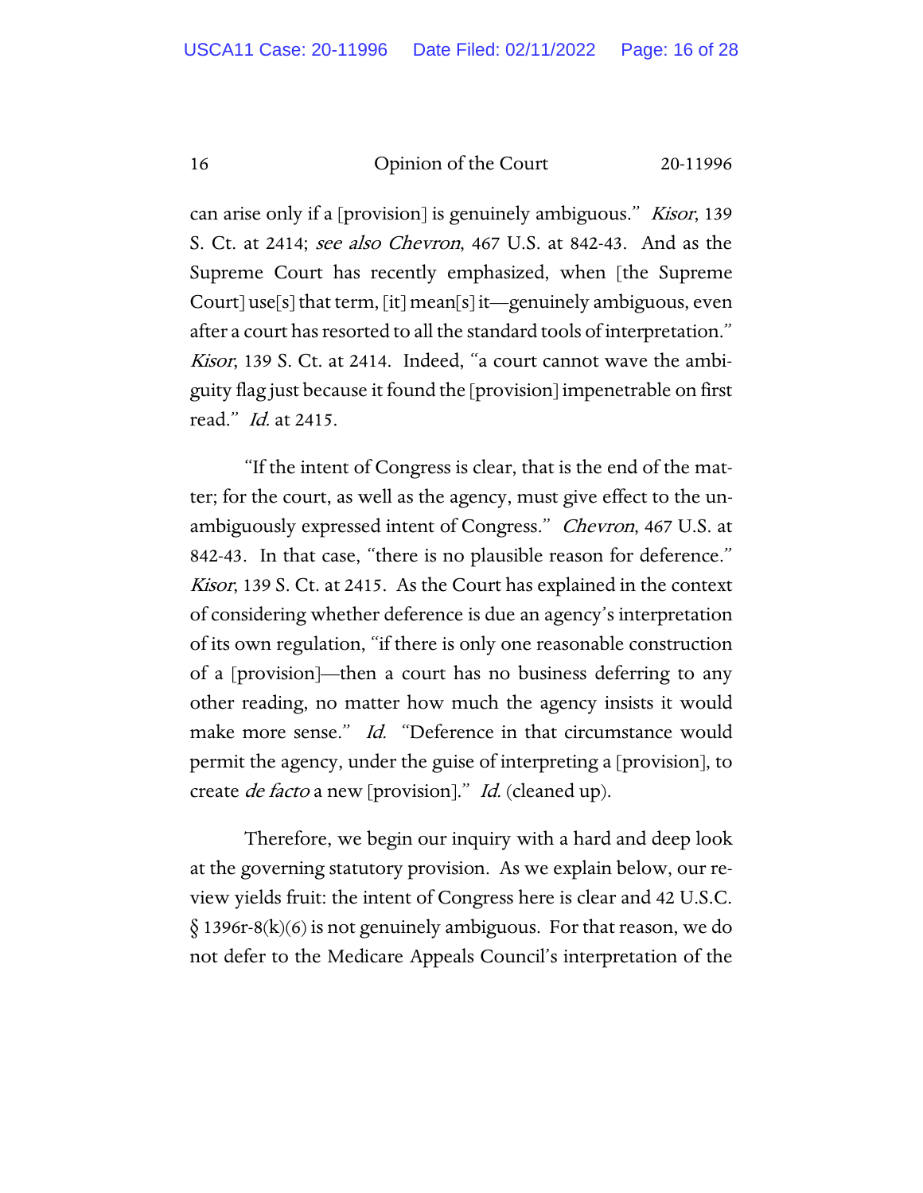can arise only if a [provision] is genuinely ambiguous." *Kisor*, 139 S. Ct. at 2414; *see also Chevron*, 467 U.S. at 842-43. And as the Supreme Court has recently emphasized, when [the Supreme Court] use[s] that term, [it] mean[s] it—genuinely ambiguous, even after a court has resorted to all the standard tools of interpretation." *Kisor*, 139 S. Ct. at 2414. Indeed, "a court cannot wave the ambiguity flag just because it found the [provision] impenetrable on first read." *Id.* at 2415.

"If the intent of Congress is clear, that is the end of the matter; for the court, as well as the agency, must give effect to the unambiguously expressed intent of Congress." *Chevron*, 467 U.S. at 842-43. In that case, "there is no plausible reason for deference." *Kisor*, 139 S. Ct. at 2415. As the Court has explained in the context of considering whether deference is due an agency's interpretation of its own regulation, "if there is only one reasonable construction of a [provision]—then a court has no business deferring to any other reading, no matter how much the agency insists it would make more sense." *Id.* "Deference in that circumstance would permit the agency, under the guise of interpreting a [provision], to create *de facto* a new [provision]." *Id.* (cleaned up).

Therefore, we begin our inquiry with a hard and deep look at the governing statutory provision. As we explain below, our review yields fruit: the intent of Congress here is clear and 42 U.S.C. § 1396r-8(k)(6) is not genuinely ambiguous. For that reason, we do not defer to the Medicare Appeals Council's interpretation of the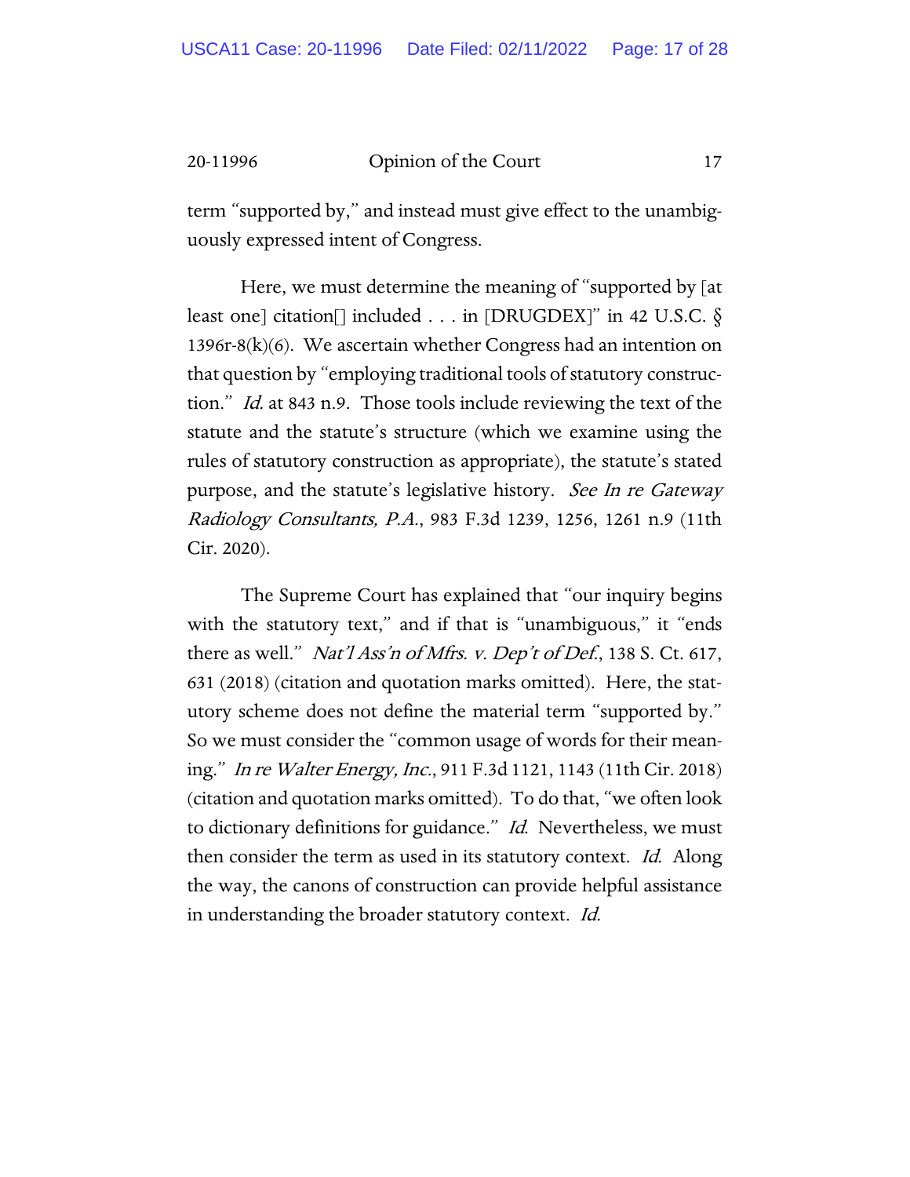term "supported by," and instead must give effect to the unambiguously expressed intent of Congress.

Here, we must determine the meaning of "supported by [at least one] citation[] included . . . in [DRUGDEX]" in 42 U.S.C. § 1396r-8(k)(6). We ascertain whether Congress had an intention on that question by "employing traditional tools of statutory construction." *Id.* at 843 n.9. Those tools include reviewing the text of the statute and the statute's structure (which we examine using the rules of statutory construction as appropriate), the statute's stated purpose, and the statute's legislative history. *See In re Gateway Radiology Consultants, P.A.*, 983 F.3d 1239, 1256, 1261 n.9 (11th Cir. 2020).

The Supreme Court has explained that "our inquiry begins with the statutory text," and if that is "unambiguous," it "ends there as well." *Nat'l Ass'n of Mfrs. v. Dep't of Def.*, 138 S. Ct. 617, 631 (2018) (citation and quotation marks omitted). Here, the statutory scheme does not define the material term "supported by." So we must consider the "common usage of words for their meaning." *In re Walter Energy, Inc.*, 911 F.3d 1121, 1143 (11th Cir. 2018) (citation and quotation marks omitted). To do that, "we often look to dictionary definitions for guidance." *Id.* Nevertheless, we must then consider the term as used in its statutory context. *Id.* Along the way, the canons of construction can provide helpful assistance in understanding the broader statutory context. *Id.*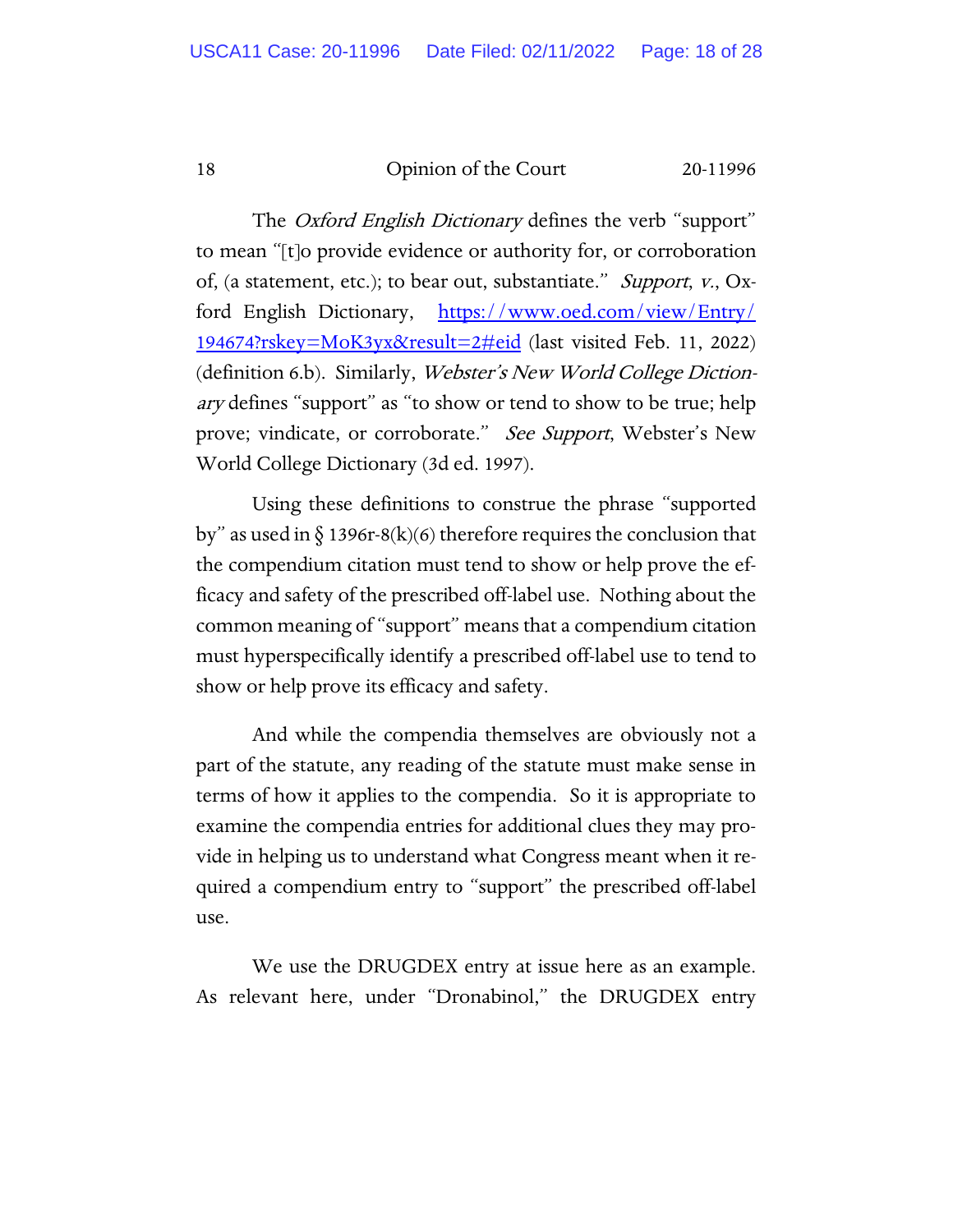The *Oxford English Dictionary* defines the verb "support" to mean "[t]o provide evidence or authority for, or corroboration of, (a statement, etc.); to bear out, substantiate." *Support, v.*, Oxford English Dictionary, https://www.oed.com/view/Entry/194674?rskey=MoK3yx&result=2#eid (last visited Feb. 11, 2022) (definition 6.b). Similarly, *Webster's New World College Dictionary* defines "support" as "to show or tend to show to be true; help prove; vindicate, or corroborate." *See Support*, Webster's New World College Dictionary (3d ed. 1997).

Using these definitions to construe the phrase "supported by" as used in § 1396r-8(k)(6) therefore requires the conclusion that the compendium citation must tend to show or help prove the efficacy and safety of the prescribed off-label use. Nothing about the common meaning of "support" means that a compendium citation must hyperspecifically identify a prescribed off-label use to tend to show or help prove its efficacy and safety.

And while the compendia themselves are obviously not a part of the statute, any reading of the statute must make sense in terms of how it applies to the compendia. So it is appropriate to examine the compendia entries for additional clues they may provide in helping us to understand what Congress meant when it required a compendium entry to "support" the prescribed off-label use.

We use the DRUGDEX entry at issue here as an example. As relevant here, under "Dronabinol," the DRUGDEX entry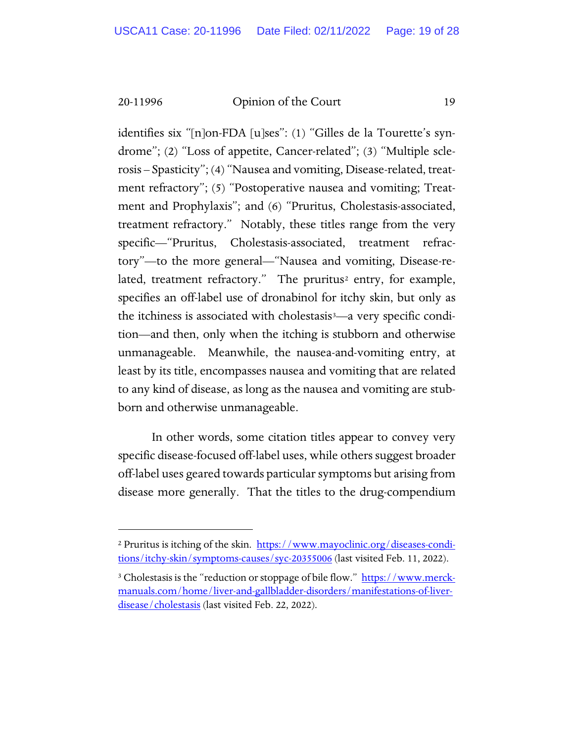identifies six "[n]on-FDA [u]ses": (1) "Gilles de la Tourette's syndrome"; (2) "Loss of appetite, Cancer-related"; (3) "Multiple sclerosis – Spasticity"; (4) "Nausea and vomiting, Disease-related, treatment refractory"; (5) "Postoperative nausea and vomiting; Treatment and Prophylaxis"; and (6) "Pruritus, Cholestasis-associated, treatment refractory." Notably, these titles range from the very specific—"Pruritus, Cholestasis-associated, treatment refractory"—to the more general—"Nausea and vomiting, Disease-related, treatment refractory." The pruritus[2] entry, for example, specifies an off-label use of dronabinol for itchy skin, but only as the itchiness is associated with cholestasis[3]—a very specific condition—and then, only when the itching is stubborn and otherwise unmanageable. Meanwhile, the nausea-and-vomiting entry, at least by its title, encompasses nausea and vomiting that are related to any kind of disease, as long as the nausea and vomiting are stubborn and otherwise unmanageable.

In other words, some citation titles appear to convey very specific disease-focused off-label uses, while others suggest broader off-label uses geared towards particular symptoms but arising from disease more generally. That the titles to the drug-compendium

---

[2] Pruritus is itching of the skin. https://www.mayoclinic.org/diseases-conditions/itchy-skin/symptoms-causes/syc-20355006 (last visited Feb. 11, 2022).

[3] Cholestasis is the "reduction or stoppage of bile flow." https://www.merckmanuals.com/home/liver-and-gallbladder-disorders/manifestations-of-liver-disease/cholestasis (last visited Feb. 22, 2022).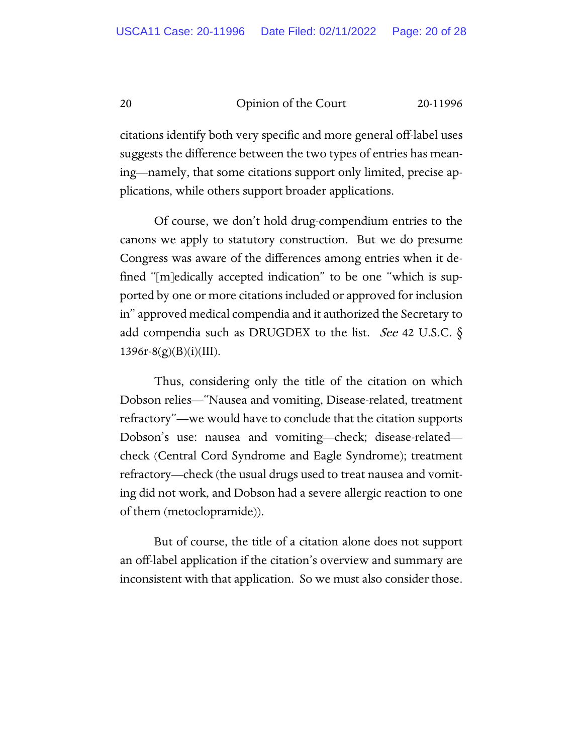citations identify both very specific and more general off-label uses suggests the difference between the two types of entries has meaning—namely, that some citations support only limited, precise applications, while others support broader applications.

Of course, we don't hold drug-compendium entries to the canons we apply to statutory construction. But we do presume Congress was aware of the differences among entries when it defined "[m]edically accepted indication" to be one "which is supported by one or more citations included or approved for inclusion in" approved medical compendia and it authorized the Secretary to add compendia such as DRUGDEX to the list. *See* 42 U.S.C. § 1396r-8(g)(B)(i)(III).

Thus, considering only the title of the citation on which Dobson relies—"Nausea and vomiting, Disease-related, treatment refractory"—we would have to conclude that the citation supports Dobson's use: nausea and vomiting—check; disease-related—check (Central Cord Syndrome and Eagle Syndrome); treatment refractory—check (the usual drugs used to treat nausea and vomiting did not work, and Dobson had a severe allergic reaction to one of them (metoclopramide)).

But of course, the title of a citation alone does not support an off-label application if the citation's overview and summary are inconsistent with that application. So we must also consider those.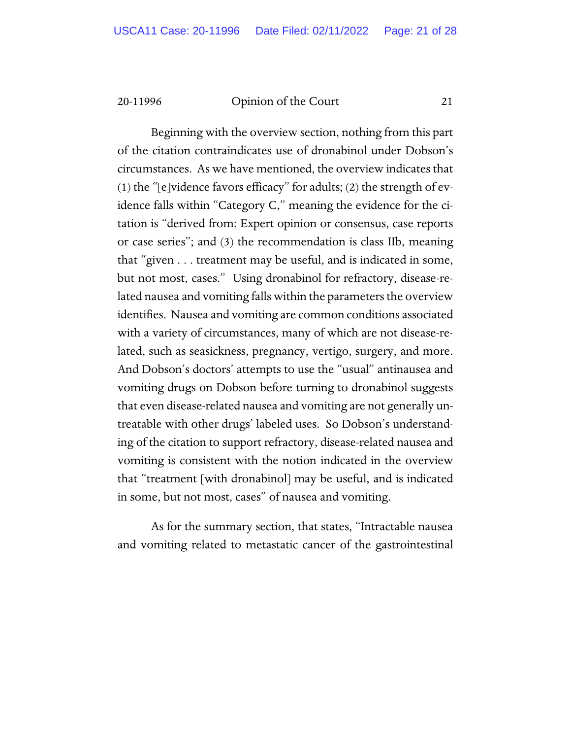Beginning with the overview section, nothing from this part of the citation contraindicates use of dronabinol under Dobson's circumstances. As we have mentioned, the overview indicates that (1) the "[e]vidence favors efficacy" for adults; (2) the strength of evidence falls within "Category C," meaning the evidence for the citation is "derived from: Expert opinion or consensus, case reports or case series"; and (3) the recommendation is class IIb, meaning that "given . . . treatment may be useful, and is indicated in some, but not most, cases." Using dronabinol for refractory, disease-related nausea and vomiting falls within the parameters the overview identifies. Nausea and vomiting are common conditions associated with a variety of circumstances, many of which are not disease-related, such as seasickness, pregnancy, vertigo, surgery, and more. And Dobson's doctors' attempts to use the "usual" antinausea and vomiting drugs on Dobson before turning to dronabinol suggests that even disease-related nausea and vomiting are not generally untreatable with other drugs' labeled uses. So Dobson's understanding of the citation to support refractory, disease-related nausea and vomiting is consistent with the notion indicated in the overview that "treatment [with dronabinol] may be useful, and is indicated in some, but not most, cases" of nausea and vomiting.

As for the summary section, that states, "Intractable nausea and vomiting related to metastatic cancer of the gastrointestinal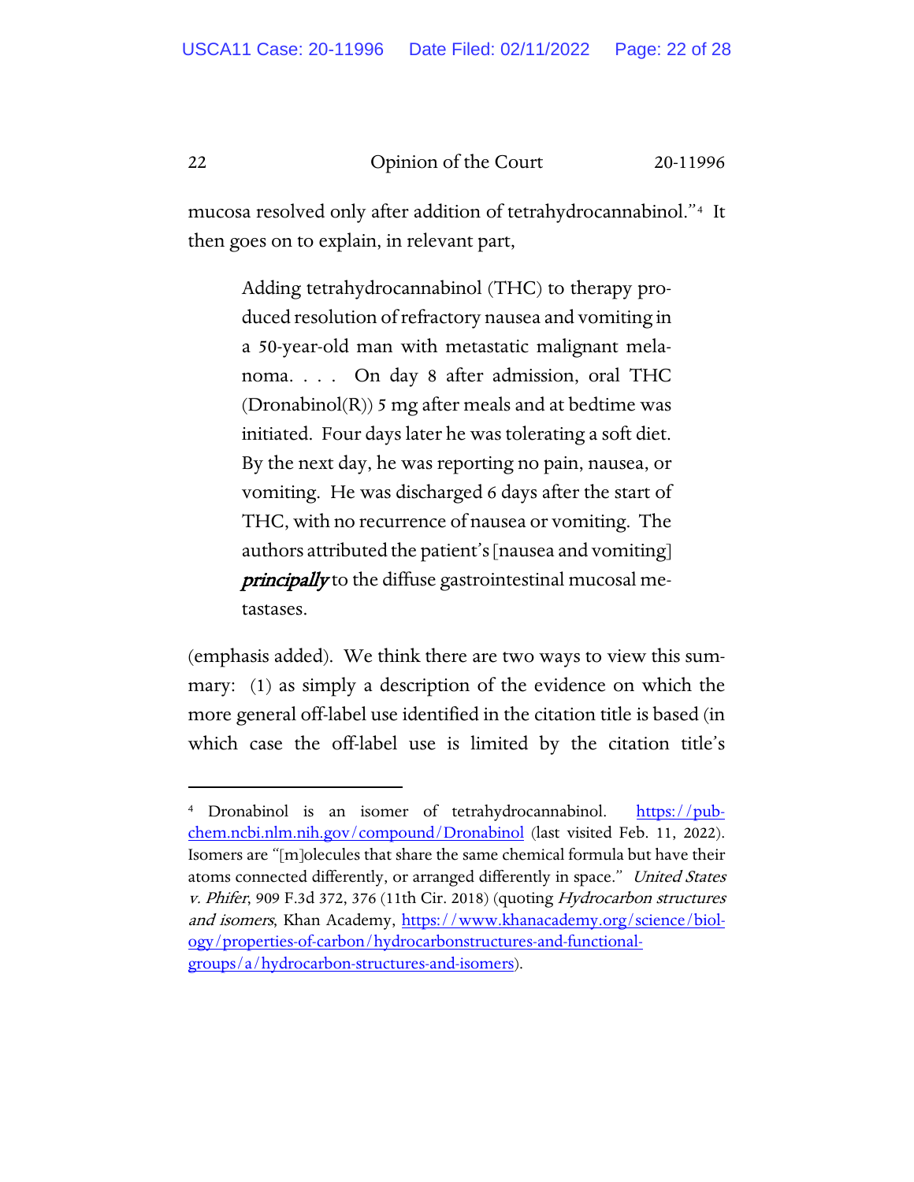mucosa resolved only after addition of tetrahydrocannabinol."[4] It then goes on to explain, in relevant part,

> Adding tetrahydrocannabinol (THC) to therapy produced resolution of refractory nausea and vomiting in a 50-year-old man with metastatic malignant melanoma. . . . On day 8 after admission, oral THC (Dronabinol(R)) 5 mg after meals and at bedtime was initiated. Four days later he was tolerating a soft diet. By the next day, he was reporting no pain, nausea, or vomiting. He was discharged 6 days after the start of THC, with no recurrence of nausea or vomiting. The authors attributed the patient's [nausea and vomiting] ***principally*** to the diffuse gastrointestinal mucosal metastases.

(emphasis added). We think there are two ways to view this summary: (1) as simply a description of the evidence on which the more general off-label use identified in the citation title is based (in which case the off-label use is limited by the citation title's

---

[4] Dronabinol is an isomer of tetrahydrocannabinol. https://pubchem.ncbi.nlm.nih.gov/compound/Dronabinol (last visited Feb. 11, 2022). Isomers are "[m]olecules that share the same chemical formula but have their atoms connected differently, or arranged differently in space." *United States v. Phifer*, 909 F.3d 372, 376 (11th Cir. 2018) (quoting *Hydrocarbon structures and isomers*, Khan Academy, https://www.khanacademy.org/science/biology/properties-of-carbon/hydrocarbonstructures-and-functional-groups/a/hydrocarbon-structures-and-isomers).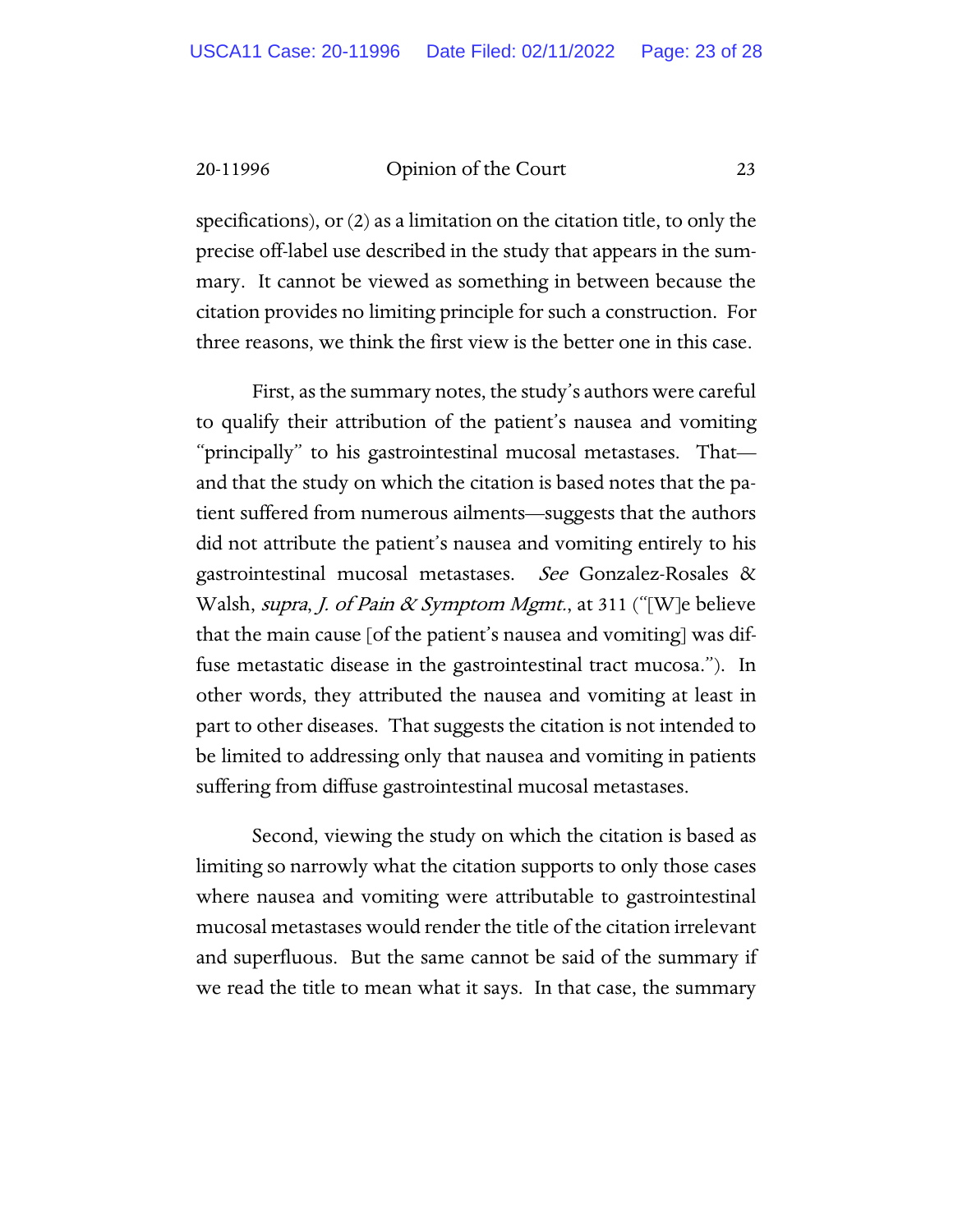specifications), or (2) as a limitation on the citation title, to only the precise off-label use described in the study that appears in the summary. It cannot be viewed as something in between because the citation provides no limiting principle for such a construction. For three reasons, we think the first view is the better one in this case.

First, as the summary notes, the study's authors were careful to qualify their attribution of the patient's nausea and vomiting "principally" to his gastrointestinal mucosal metastases. That—and that the study on which the citation is based notes that the patient suffered from numerous ailments—suggests that the authors did not attribute the patient's nausea and vomiting entirely to his gastrointestinal mucosal metastases. *See* Gonzalez-Rosales & Walsh, *supra*, *J. of Pain & Symptom Mgmt.*, at 311 ("[W]e believe that the main cause [of the patient's nausea and vomiting] was diffuse metastatic disease in the gastrointestinal tract mucosa."). In other words, they attributed the nausea and vomiting at least in part to other diseases. That suggests the citation is not intended to be limited to addressing only that nausea and vomiting in patients suffering from diffuse gastrointestinal mucosal metastases.

Second, viewing the study on which the citation is based as limiting so narrowly what the citation supports to only those cases where nausea and vomiting were attributable to gastrointestinal mucosal metastases would render the title of the citation irrelevant and superfluous. But the same cannot be said of the summary if we read the title to mean what it says. In that case, the summary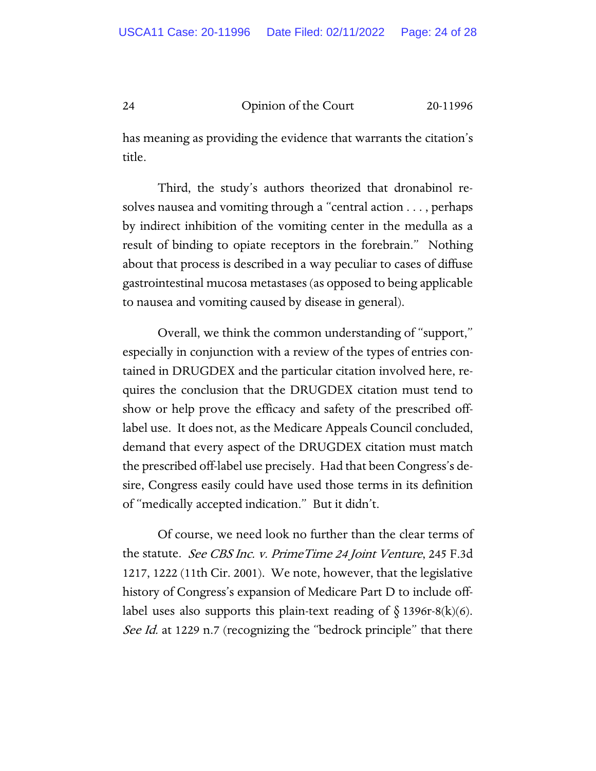has meaning as providing the evidence that warrants the citation's title.

Third, the study's authors theorized that dronabinol resolves nausea and vomiting through a "central action . . . , perhaps by indirect inhibition of the vomiting center in the medulla as a result of binding to opiate receptors in the forebrain." Nothing about that process is described in a way peculiar to cases of diffuse gastrointestinal mucosa metastases (as opposed to being applicable to nausea and vomiting caused by disease in general).

Overall, we think the common understanding of "support," especially in conjunction with a review of the types of entries contained in DRUGDEX and the particular citation involved here, requires the conclusion that the DRUGDEX citation must tend to show or help prove the efficacy and safety of the prescribed off-label use. It does not, as the Medicare Appeals Council concluded, demand that every aspect of the DRUGDEX citation must match the prescribed off-label use precisely. Had that been Congress's desire, Congress easily could have used those terms in its definition of "medically accepted indication." But it didn't.

Of course, we need look no further than the clear terms of the statute. *See CBS Inc. v. PrimeTime 24 Joint Venture*, 245 F.3d 1217, 1222 (11th Cir. 2001). We note, however, that the legislative history of Congress's expansion of Medicare Part D to include off-label uses also supports this plain-text reading of § 1396r-8(k)(6). *See Id.* at 1229 n.7 (recognizing the "bedrock principle" that there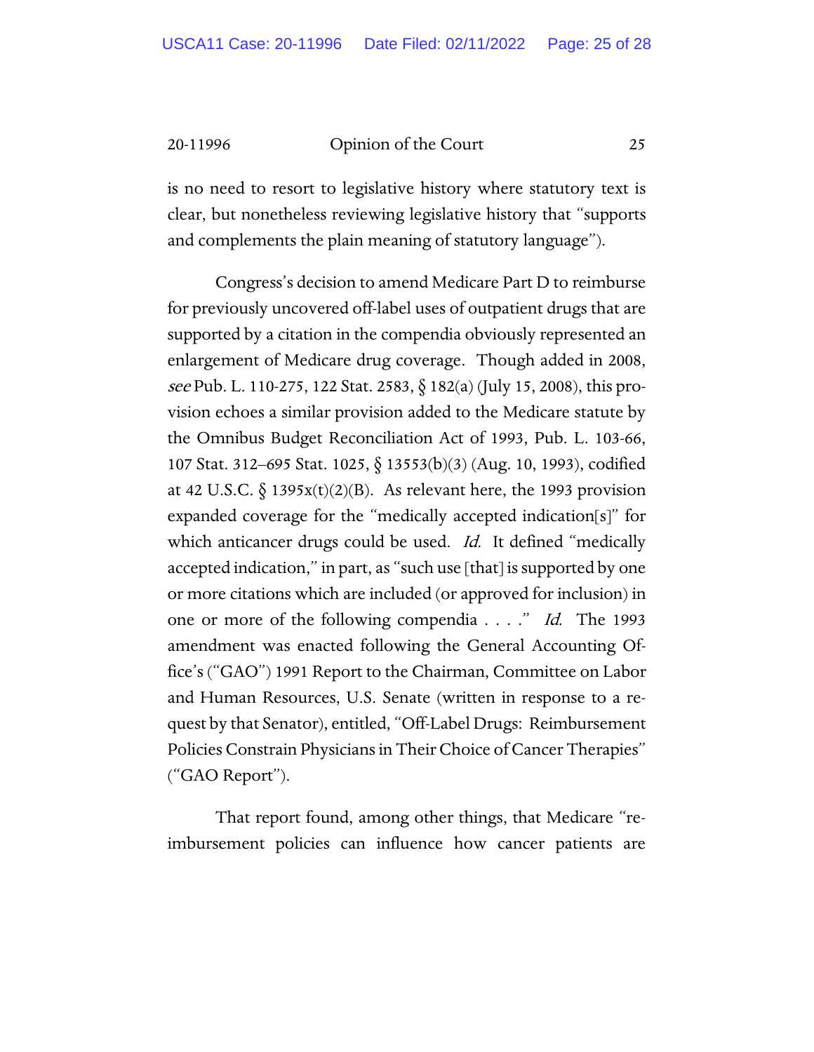is no need to resort to legislative history where statutory text is clear, but nonetheless reviewing legislative history that "supports and complements the plain meaning of statutory language").

Congress's decision to amend Medicare Part D to reimburse for previously uncovered off-label uses of outpatient drugs that are supported by a citation in the compendia obviously represented an enlargement of Medicare drug coverage. Though added in 2008, *see* Pub. L. 110-275, 122 Stat. 2583, § 182(a) (July 15, 2008), this provision echoes a similar provision added to the Medicare statute by the Omnibus Budget Reconciliation Act of 1993, Pub. L. 103-66, 107 Stat. 312–695 Stat. 1025, § 13553(b)(3) (Aug. 10, 1993), codified at 42 U.S.C. § 1395x(t)(2)(B). As relevant here, the 1993 provision expanded coverage for the "medically accepted indication[s]" for which anticancer drugs could be used. *Id.* It defined "medically accepted indication," in part, as "such use [that] is supported by one or more citations which are included (or approved for inclusion) in one or more of the following compendia . . . ." *Id.* The 1993 amendment was enacted following the General Accounting Office's ("GAO") 1991 Report to the Chairman, Committee on Labor and Human Resources, U.S. Senate (written in response to a request by that Senator), entitled, "Off-Label Drugs: Reimbursement Policies Constrain Physicians in Their Choice of Cancer Therapies" ("GAO Report").

That report found, among other things, that Medicare "reimbursement policies can influence how cancer patients are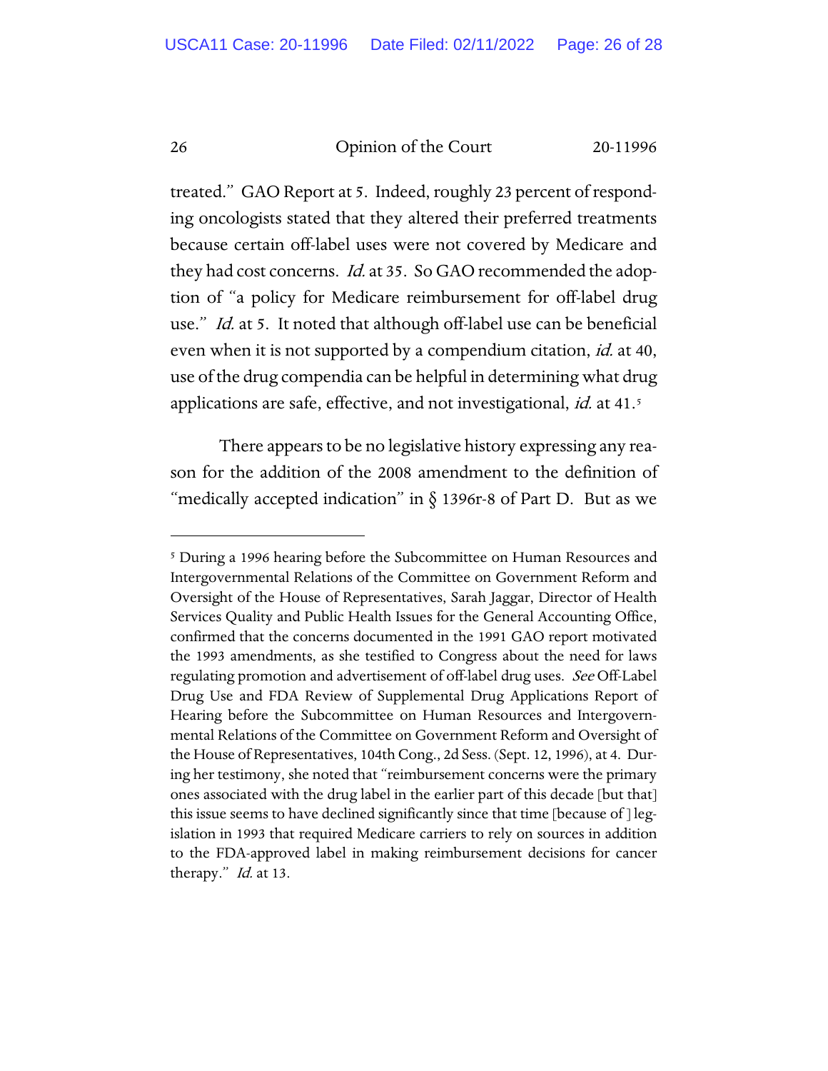treated." GAO Report at 5. Indeed, roughly 23 percent of responding oncologists stated that they altered their preferred treatments because certain off-label uses were not covered by Medicare and they had cost concerns. *Id.* at 35. So GAO recommended the adoption of "a policy for Medicare reimbursement for off-label drug use." *Id.* at 5. It noted that although off-label use can be beneficial even when it is not supported by a compendium citation, *id.* at 40, use of the drug compendia can be helpful in determining what drug applications are safe, effective, and not investigational, *id.* at 41.[5]

There appears to be no legislative history expressing any reason for the addition of the 2008 amendment to the definition of "medically accepted indication" in § 1396r-8 of Part D. But as we

---

[5] During a 1996 hearing before the Subcommittee on Human Resources and Intergovernmental Relations of the Committee on Government Reform and Oversight of the House of Representatives, Sarah Jaggar, Director of Health Services Quality and Public Health Issues for the General Accounting Office, confirmed that the concerns documented in the 1991 GAO report motivated the 1993 amendments, as she testified to Congress about the need for laws regulating promotion and advertisement of off-label drug uses. *See* Off-Label Drug Use and FDA Review of Supplemental Drug Applications Report of Hearing before the Subcommittee on Human Resources and Intergovernmental Relations of the Committee on Government Reform and Oversight of the House of Representatives, 104th Cong., 2d Sess. (Sept. 12, 1996), at 4. During her testimony, she noted that "reimbursement concerns were the primary ones associated with the drug label in the earlier part of this decade [but that] this issue seems to have declined significantly since that time [because of ] legislation in 1993 that required Medicare carriers to rely on sources in addition to the FDA-approved label in making reimbursement decisions for cancer therapy." *Id.* at 13.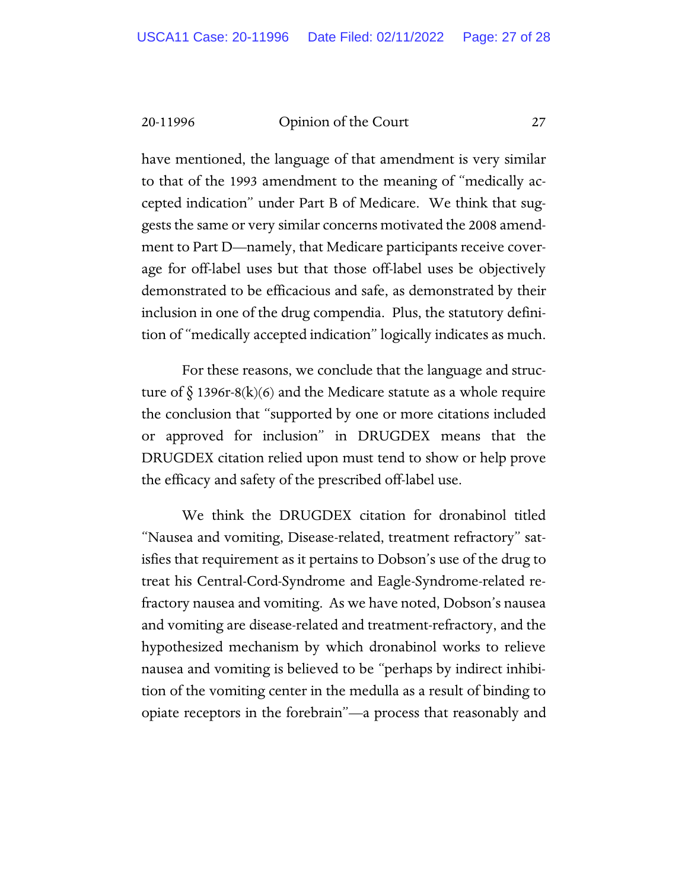have mentioned, the language of that amendment is very similar to that of the 1993 amendment to the meaning of "medically accepted indication" under Part B of Medicare. We think that suggests the same or very similar concerns motivated the 2008 amendment to Part D—namely, that Medicare participants receive coverage for off-label uses but that those off-label uses be objectively demonstrated to be efficacious and safe, as demonstrated by their inclusion in one of the drug compendia. Plus, the statutory definition of "medically accepted indication" logically indicates as much.

For these reasons, we conclude that the language and structure of § 1396r-8(k)(6) and the Medicare statute as a whole require the conclusion that "supported by one or more citations included or approved for inclusion" in DRUGDEX means that the DRUGDEX citation relied upon must tend to show or help prove the efficacy and safety of the prescribed off-label use.

We think the DRUGDEX citation for dronabinol titled "Nausea and vomiting, Disease-related, treatment refractory" satisfies that requirement as it pertains to Dobson's use of the drug to treat his Central-Cord-Syndrome and Eagle-Syndrome-related refractory nausea and vomiting. As we have noted, Dobson's nausea and vomiting are disease-related and treatment-refractory, and the hypothesized mechanism by which dronabinol works to relieve nausea and vomiting is believed to be "perhaps by indirect inhibition of the vomiting center in the medulla as a result of binding to opiate receptors in the forebrain"—a process that reasonably and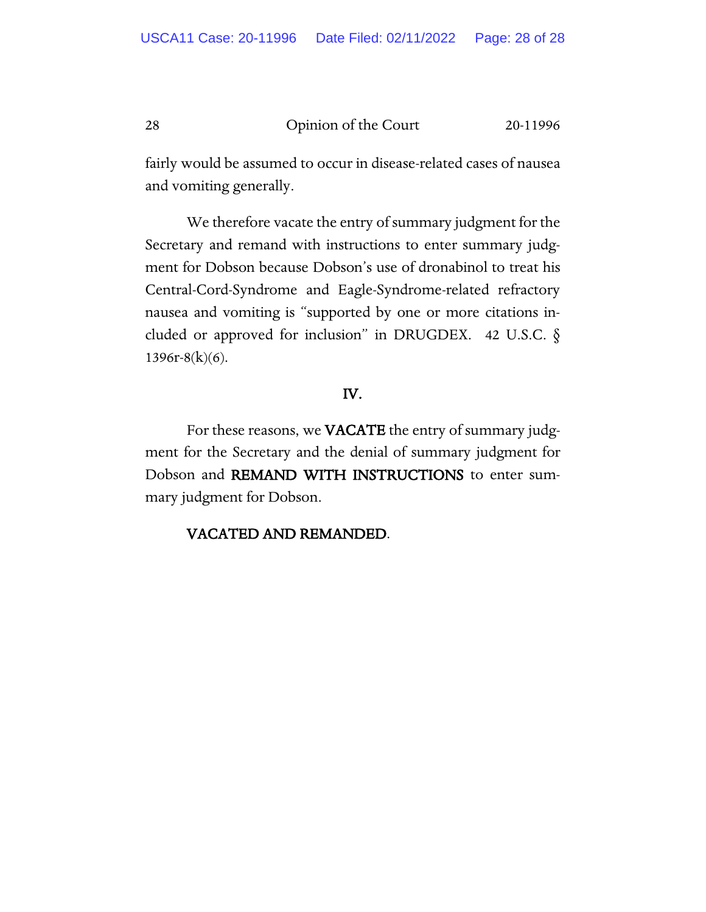fairly would be assumed to occur in disease-related cases of nausea and vomiting generally.

We therefore vacate the entry of summary judgment for the Secretary and remand with instructions to enter summary judgment for Dobson because Dobson's use of dronabinol to treat his Central-Cord-Syndrome and Eagle-Syndrome-related refractory nausea and vomiting is "supported by one or more citations included or approved for inclusion" in DRUGDEX. 42 U.S.C. § 1396r-8(k)(6).

## IV.

For these reasons, we **VACATE** the entry of summary judgment for the Secretary and the denial of summary judgment for Dobson and **REMAND WITH INSTRUCTIONS** to enter summary judgment for Dobson.

**VACATED AND REMANDED**.